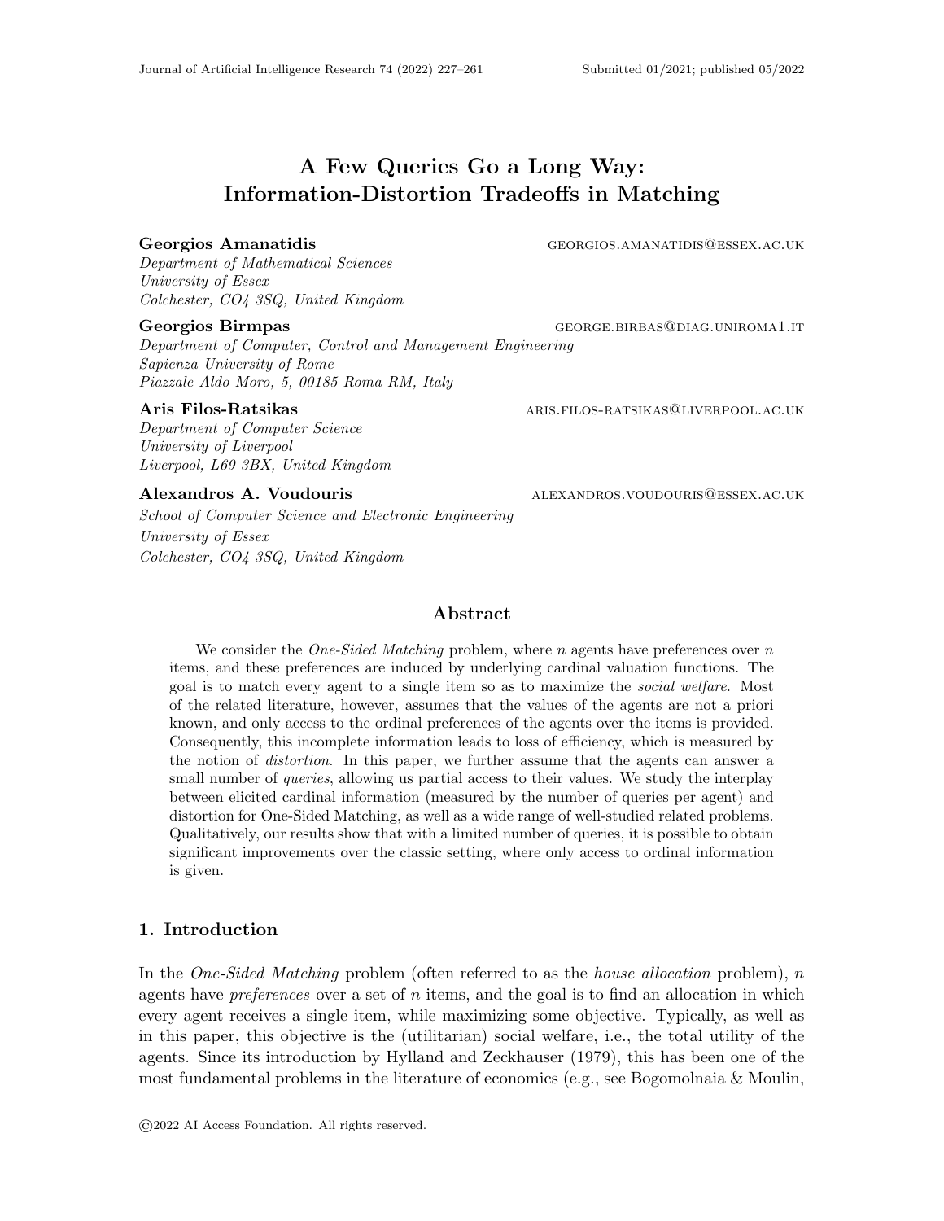# A Few Queries Go a Long Way: Information-Distortion Tradeoffs in Matching

**Georgios Amanatidis** GEORGIOS.AMANATIDIS@ESSEX.AC.UK
*Department of Mathematical Sciences*
*University of Essex*
*Colchester, CO4 3SQ, United Kingdom*

**Georgios Birmpas** GEORGE.BIRBAS@DIAG.UNIROMA1.IT
*Department of Computer, Control and Management Engineering*
*Sapienza University of Rome*
*Piazzale Aldo Moro, 5, 00185 Roma RM, Italy*

**Aris Filos-Ratsikas** ARIS.FILOS-RATSIKAS@LIVERPOOL.AC.UK
*Department of Computer Science*
*University of Liverpool*
*Liverpool, L69 3BX, United Kingdom*

**Alexandros A. Voudouris** ALEXANDROS.VOUDOURIS@ESSEX.AC.UK
*School of Computer Science and Electronic Engineering*
*University of Essex*
*Colchester, CO4 3SQ, United Kingdom*

## Abstract

We consider the *One-Sided Matching* problem, where $n$ agents have preferences over $n$ items, and these preferences are induced by underlying cardinal valuation functions. The goal is to match every agent to a single item so as to maximize the *social welfare*. Most of the related literature, however, assumes that the values of the agents are not a priori known, and only access to the ordinal preferences of the agents over the items is provided. Consequently, this incomplete information leads to loss of efficiency, which is measured by the notion of *distortion*. In this paper, we further assume that the agents can answer a small number of *queries*, allowing us partial access to their values. We study the interplay between elicited cardinal information (measured by the number of queries per agent) and distortion for One-Sided Matching, as well as a wide range of well-studied related problems. Qualitatively, our results show that with a limited number of queries, it is possible to obtain significant improvements over the classic setting, where only access to ordinal information is given.

## 1. Introduction

In the *One-Sided Matching* problem (often referred to as the *house allocation* problem), $n$ agents have *preferences* over a set of $n$ items, and the goal is to find an allocation in which every agent receives a single item, while maximizing some objective. Typically, as well as in this paper, this objective is the (utilitarian) social welfare, i.e., the total utility of the agents. Since its introduction by Hylland and Zeckhauser (1979), this has been one of the most fundamental problems in the literature of economics (e.g., see Bogomolnaia & Moulin,

©2022 AI Access Foundation. All rights reserved.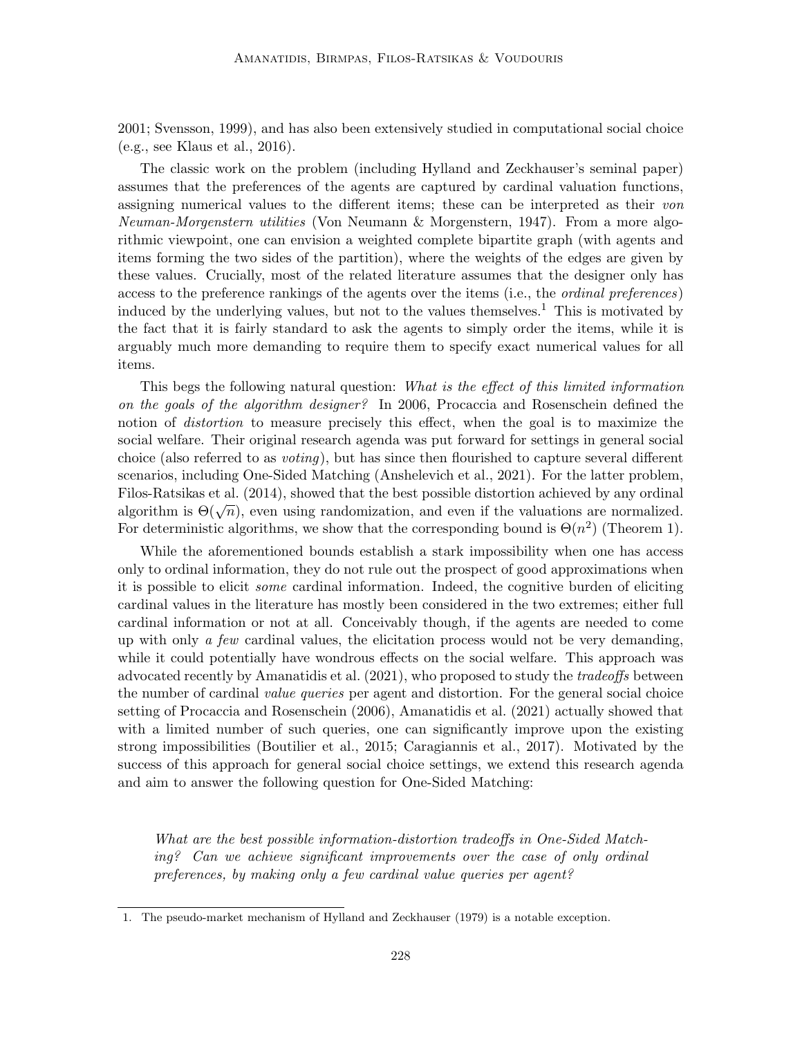2001; Svensson, 1999), and has also been extensively studied in computational social choice (e.g., see Klaus et al., 2016).

The classic work on the problem (including Hylland and Zeckhauser's seminal paper) assumes that the preferences of the agents are captured by cardinal valuation functions, assigning numerical values to the different items; these can be interpreted as their *von Neuman-Morgenstern utilities* (Von Neumann & Morgenstern, 1947). From a more algorithmic viewpoint, one can envision a weighted complete bipartite graph (with agents and items forming the two sides of the partition), where the weights of the edges are given by these values. Crucially, most of the related literature assumes that the designer only has access to the preference rankings of the agents over the items (i.e., the *ordinal preferences*) induced by the underlying values, but not to the values themselves.[1] This is motivated by the fact that it is fairly standard to ask the agents to simply order the items, while it is arguably much more demanding to require them to specify exact numerical values for all items.

This begs the following natural question: *What is the effect of this limited information on the goals of the algorithm designer?* In 2006, Procaccia and Rosenschein defined the notion of *distortion* to measure precisely this effect, when the goal is to maximize the social welfare. Their original research agenda was put forward for settings in general social choice (also referred to as *voting*), but has since then flourished to capture several different scenarios, including One-Sided Matching (Anshelevich et al., 2021). For the latter problem, Filos-Ratsikas et al. (2014), showed that the best possible distortion achieved by any ordinal algorithm is $\Theta(\sqrt{n})$, even using randomization, and even if the valuations are normalized. For deterministic algorithms, we show that the corresponding bound is $\Theta(n^2)$ (Theorem 1).

While the aforementioned bounds establish a stark impossibility when one has access only to ordinal information, they do not rule out the prospect of good approximations when it is possible to elicit *some* cardinal information. Indeed, the cognitive burden of eliciting cardinal values in the literature has mostly been considered in the two extremes; either full cardinal information or not at all. Conceivably though, if the agents are needed to come up with only *a few* cardinal values, the elicitation process would not be very demanding, while it could potentially have wondrous effects on the social welfare. This approach was advocated recently by Amanatidis et al. (2021), who proposed to study the *tradeoffs* between the number of cardinal *value queries* per agent and distortion. For the general social choice setting of Procaccia and Rosenschein (2006), Amanatidis et al. (2021) actually showed that with a limited number of such queries, one can significantly improve upon the existing strong impossibilities (Boutilier et al., 2015; Caragiannis et al., 2017). Motivated by the success of this approach for general social choice settings, we extend this research agenda and aim to answer the following question for One-Sided Matching:

> *What are the best possible information-distortion tradeoffs in One-Sided Matching? Can we achieve significant improvements over the case of only ordinal preferences, by making only a few cardinal value queries per agent?*

---

1. The pseudo-market mechanism of Hylland and Zeckhauser (1979) is a notable exception.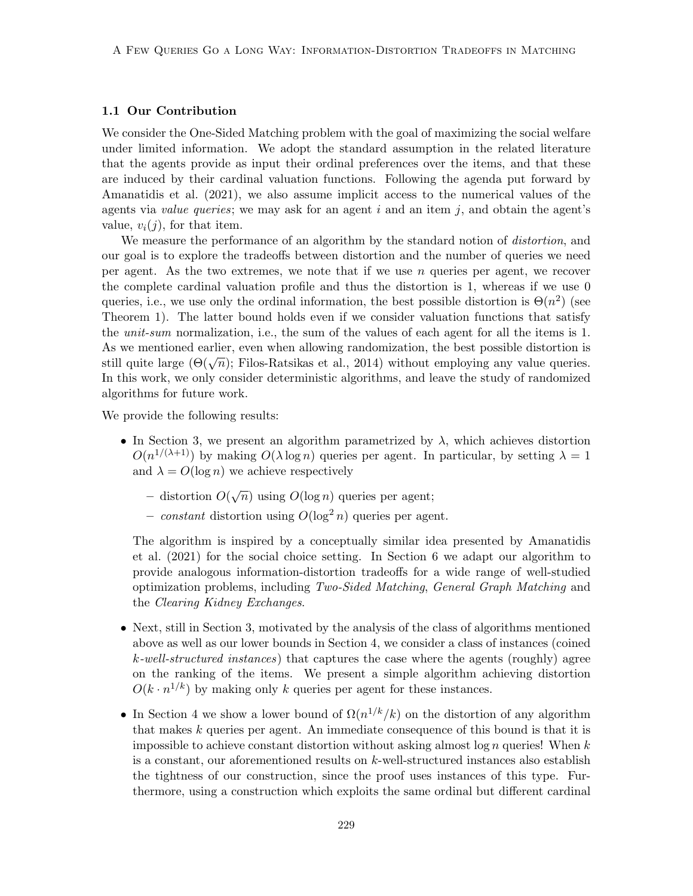### 1.1 Our Contribution

We consider the One-Sided Matching problem with the goal of maximizing the social welfare under limited information. We adopt the standard assumption in the related literature that the agents provide as input their ordinal preferences over the items, and that these are induced by their cardinal valuation functions. Following the agenda put forward by Amanatidis et al. (2021), we also assume implicit access to the numerical values of the agents via *value queries*; we may ask for an agent $i$ and an item $j$, and obtain the agent's value, $v_i(j)$, for that item.

We measure the performance of an algorithm by the standard notion of *distortion*, and our goal is to explore the tradeoffs between distortion and the number of queries we need per agent. As the two extremes, we note that if we use $n$ queries per agent, we recover the complete cardinal valuation profile and thus the distortion is 1, whereas if we use 0 queries, i.e., we use only the ordinal information, the best possible distortion is $\Theta(n^2)$ (see Theorem 1). The latter bound holds even if we consider valuation functions that satisfy the *unit-sum* normalization, i.e., the sum of the values of each agent for all the items is 1. As we mentioned earlier, even when allowing randomization, the best possible distortion is still quite large ($\Theta(\sqrt{n})$; Filos-Ratsikas et al., 2014) without employing any value queries. In this work, we only consider deterministic algorithms, and leave the study of randomized algorithms for future work.

We provide the following results:

- In Section 3, we present an algorithm parametrized by $\lambda$, which achieves distortion $O(n^{1/(\lambda+1)})$ by making $O(\lambda \log n)$ queries per agent. In particular, by setting $\lambda = 1$ and $\lambda = O(\log n)$ we achieve respectively
  - distortion $O(\sqrt{n})$ using $O(\log n)$ queries per agent;
  - *constant* distortion using $O(\log^2 n)$ queries per agent.

  The algorithm is inspired by a conceptually similar idea presented by Amanatidis et al. (2021) for the social choice setting. In Section 6 we adapt our algorithm to provide analogous information-distortion tradeoffs for a wide range of well-studied optimization problems, including *Two-Sided Matching*, *General Graph Matching* and the *Clearing Kidney Exchanges*.

- Next, still in Section 3, motivated by the analysis of the class of algorithms mentioned above as well as our lower bounds in Section 4, we consider a class of instances (coined *k-well-structured instances*) that captures the case where the agents (roughly) agree on the ranking of the items. We present a simple algorithm achieving distortion $O(k \cdot n^{1/k})$ by making only $k$ queries per agent for these instances.

- In Section 4 we show a lower bound of $\Omega(n^{1/k}/k)$ on the distortion of any algorithm that makes $k$ queries per agent. An immediate consequence of this bound is that it is impossible to achieve constant distortion without asking almost $\log n$ queries! When $k$ is a constant, our aforementioned results on $k$-well-structured instances also establish the tightness of our construction, since the proof uses instances of this type. Furthermore, using a construction which exploits the same ordinal but different cardinal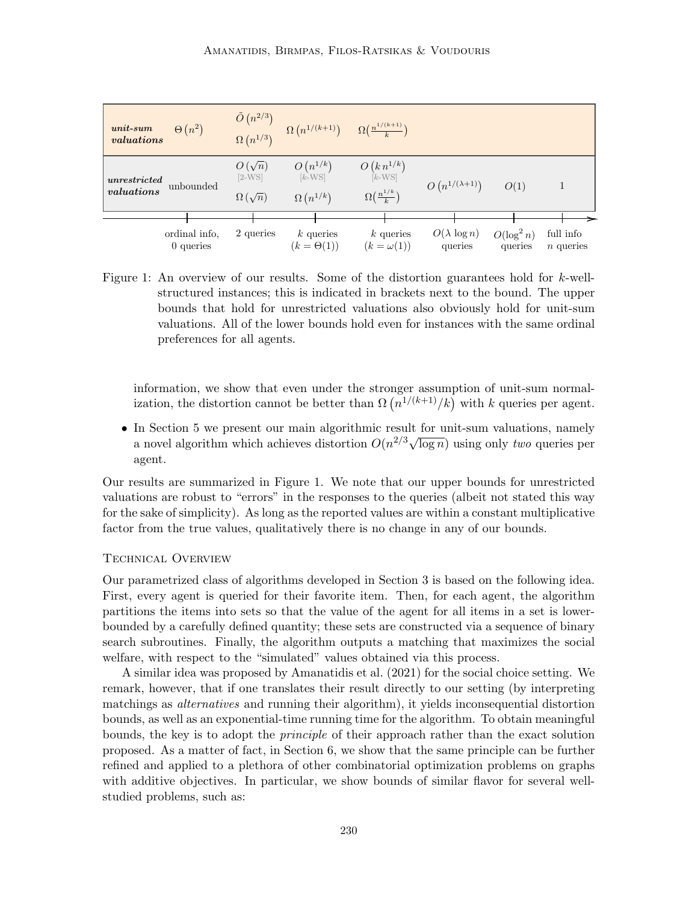| | ordinal info, 0 queries | 2 queries | $k$ queries ($k = \Theta(1)$) | $k$ queries ($k = \omega(1)$) | $O(\lambda \log n)$ queries | $O(\log^2 n)$ queries | full info $n$ queries |
|---|---|---|---|---|---|---|---|
| ***unit-sum valuations*** | $\Theta(n^2)$ | $\tilde{O}(n^{2/3})$ <br> $\Omega(n^{1/3})$ | $\Omega(n^{1/(k+1)})$ | $\Omega\left(\frac{n^{1/(k+1)}}{k}\right)$ | | | |
| ***unrestricted valuations*** | unbounded | $O(\sqrt{n})$ [2-WS] <br> $\Omega(\sqrt{n})$ | $O(n^{1/k})$ [$k$-WS] <br> $\Omega(n^{1/k})$ | $O(k\, n^{1/k})$ [$k$-WS] <br> $\Omega\left(\frac{n^{1/k}}{k}\right)$ | $O(n^{1/(\lambda+1)})$ | $O(1)$ | 1 |

Figure 1: An overview of our results. Some of the distortion guarantees hold for $k$-well-structured instances; this is indicated in brackets next to the bound. The upper bounds that hold for unrestricted valuations also obviously hold for unit-sum valuations. All of the lower bounds hold even for instances with the same ordinal preferences for all agents.

information, we show that even under the stronger assumption of unit-sum normalization, the distortion cannot be better than $\Omega\left(n^{1/(k+1)}/k\right)$ with $k$ queries per agent.

- In Section 5 we present our main algorithmic result for unit-sum valuations, namely a novel algorithm which achieves distortion $O(n^{2/3}\sqrt{\log n})$ using only *two* queries per agent.

Our results are summarized in Figure 1. We note that our upper bounds for unrestricted valuations are robust to "errors" in the responses to the queries (albeit not stated this way for the sake of simplicity). As long as the reported values are within a constant multiplicative factor from the true values, qualitatively there is no change in any of our bounds.

### Technical Overview

Our parametrized class of algorithms developed in Section 3 is based on the following idea. First, every agent is queried for their favorite item. Then, for each agent, the algorithm partitions the items into sets so that the value of the agent for all items in a set is lower-bounded by a carefully defined quantity; these sets are constructed via a sequence of binary search subroutines. Finally, the algorithm outputs a matching that maximizes the social welfare, with respect to the "simulated" values obtained via this process.

A similar idea was proposed by Amanatidis et al. (2021) for the social choice setting. We remark, however, that if one translates their result directly to our setting (by interpreting matchings as *alternatives* and running their algorithm), it yields inconsequential distortion bounds, as well as an exponential-time running time for the algorithm. To obtain meaningful bounds, the key is to adopt the *principle* of their approach rather than the exact solution proposed. As a matter of fact, in Section 6, we show that the same principle can be further refined and applied to a plethora of other combinatorial optimization problems on graphs with additive objectives. In particular, we show bounds of similar flavor for several well-studied problems, such as: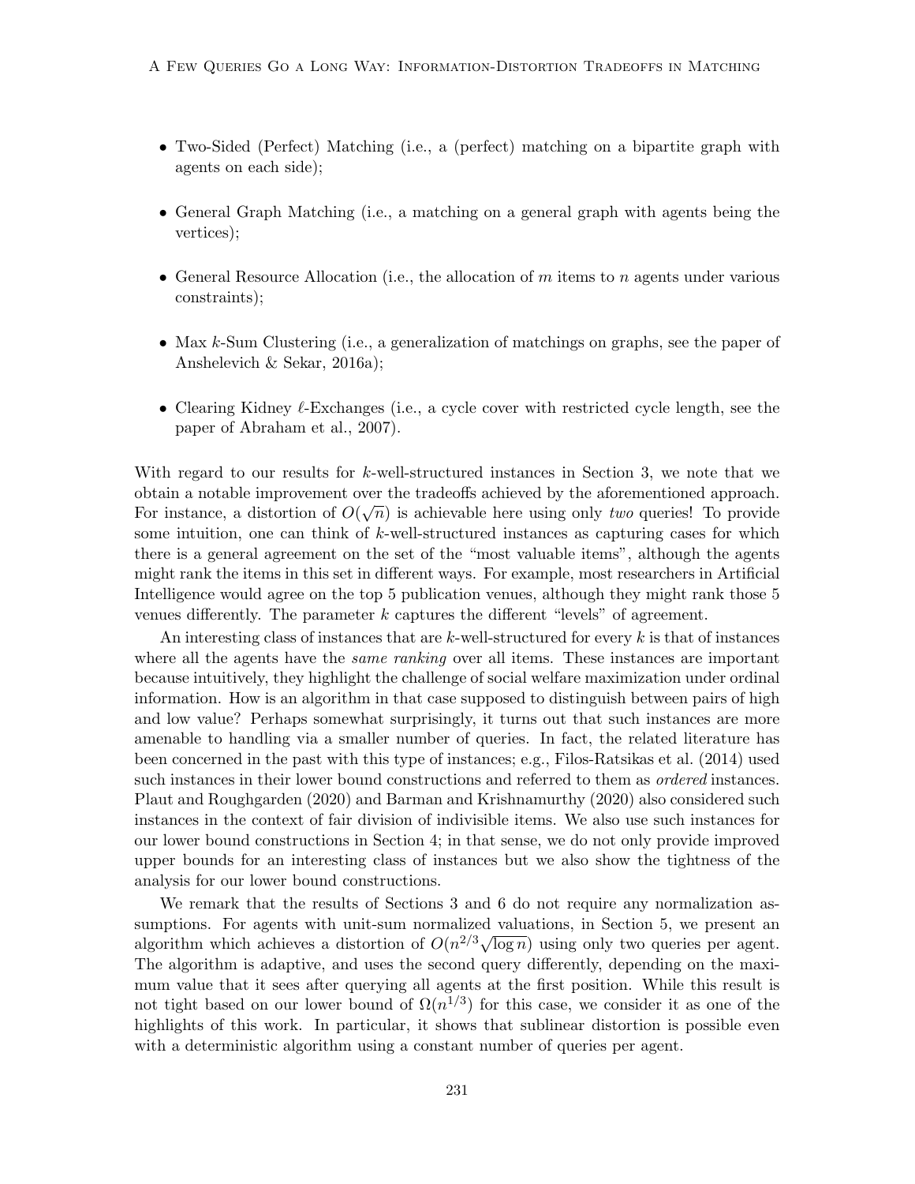- Two-Sided (Perfect) Matching (i.e., a (perfect) matching on a bipartite graph with agents on each side);
- General Graph Matching (i.e., a matching on a general graph with agents being the vertices);
- General Resource Allocation (i.e., the allocation of $m$ items to $n$ agents under various constraints);
- Max $k$-Sum Clustering (i.e., a generalization of matchings on graphs, see the paper of Anshelevich & Sekar, 2016a);
- Clearing Kidney $\ell$-Exchanges (i.e., a cycle cover with restricted cycle length, see the paper of Abraham et al., 2007).

With regard to our results for $k$-well-structured instances in Section 3, we note that we obtain a notable improvement over the tradeoffs achieved by the aforementioned approach. For instance, a distortion of $O(\sqrt{n})$ is achievable here using only *two* queries! To provide some intuition, one can think of $k$-well-structured instances as capturing cases for which there is a general agreement on the set of the "most valuable items", although the agents might rank the items in this set in different ways. For example, most researchers in Artificial Intelligence would agree on the top 5 publication venues, although they might rank those 5 venues differently. The parameter $k$ captures the different "levels" of agreement.

An interesting class of instances that are $k$-well-structured for every $k$ is that of instances where all the agents have the *same ranking* over all items. These instances are important because intuitively, they highlight the challenge of social welfare maximization under ordinal information. How is an algorithm in that case supposed to distinguish between pairs of high and low value? Perhaps somewhat surprisingly, it turns out that such instances are more amenable to handling via a smaller number of queries. In fact, the related literature has been concerned in the past with this type of instances; e.g., Filos-Ratsikas et al. (2014) used such instances in their lower bound constructions and referred to them as *ordered* instances. Plaut and Roughgarden (2020) and Barman and Krishnamurthy (2020) also considered such instances in the context of fair division of indivisible items. We also use such instances for our lower bound constructions in Section 4; in that sense, we do not only provide improved upper bounds for an interesting class of instances but we also show the tightness of the analysis for our lower bound constructions.

We remark that the results of Sections 3 and 6 do not require any normalization assumptions. For agents with unit-sum normalized valuations, in Section 5, we present an algorithm which achieves a distortion of $O(n^{2/3}\sqrt{\log n})$ using only two queries per agent. The algorithm is adaptive, and uses the second query differently, depending on the maximum value that it sees after querying all agents at the first position. While this result is not tight based on our lower bound of $\Omega(n^{1/3})$ for this case, we consider it as one of the highlights of this work. In particular, it shows that sublinear distortion is possible even with a deterministic algorithm using a constant number of queries per agent.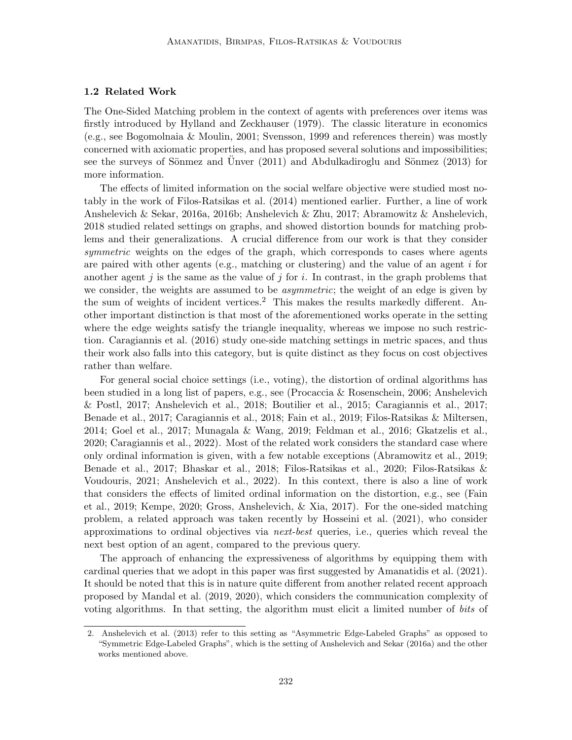### 1.2 Related Work

The One-Sided Matching problem in the context of agents with preferences over items was firstly introduced by Hylland and Zeckhauser (1979). The classic literature in economics (e.g., see Bogomolnaia & Moulin, 2001; Svensson, 1999 and references therein) was mostly concerned with axiomatic properties, and has proposed several solutions and impossibilities; see the surveys of Sönmez and Ünver (2011) and Abdulkadiroglu and Sönmez (2013) for more information.

The effects of limited information on the social welfare objective were studied most notably in the work of Filos-Ratsikas et al. (2014) mentioned earlier. Further, a line of work Anshelevich & Sekar, 2016a, 2016b; Anshelevich & Zhu, 2017; Abramowitz & Anshelevich, 2018 studied related settings on graphs, and showed distortion bounds for matching problems and their generalizations. A crucial difference from our work is that they consider *symmetric* weights on the edges of the graph, which corresponds to cases where agents are paired with other agents (e.g., matching or clustering) and the value of an agent $i$ for another agent $j$ is the same as the value of $j$ for $i$. In contrast, in the graph problems that we consider, the weights are assumed to be *asymmetric*; the weight of an edge is given by the sum of weights of incident vertices.[2] This makes the results markedly different. Another important distinction is that most of the aforementioned works operate in the setting where the edge weights satisfy the triangle inequality, whereas we impose no such restriction. Caragiannis et al. (2016) study one-side matching settings in metric spaces, and thus their work also falls into this category, but is quite distinct as they focus on cost objectives rather than welfare.

For general social choice settings (i.e., voting), the distortion of ordinal algorithms has been studied in a long list of papers, e.g., see (Procaccia & Rosenschein, 2006; Anshelevich & Postl, 2017; Anshelevich et al., 2018; Boutilier et al., 2015; Caragiannis et al., 2017; Benade et al., 2017; Caragiannis et al., 2018; Fain et al., 2019; Filos-Ratsikas & Miltersen, 2014; Goel et al., 2017; Munagala & Wang, 2019; Feldman et al., 2016; Gkatzelis et al., 2020; Caragiannis et al., 2022). Most of the related work considers the standard case where only ordinal information is given, with a few notable exceptions (Abramowitz et al., 2019; Benade et al., 2017; Bhaskar et al., 2018; Filos-Ratsikas et al., 2020; Filos-Ratsikas & Voudouris, 2021; Anshelevich et al., 2022). In this context, there is also a line of work that considers the effects of limited ordinal information on the distortion, e.g., see (Fain et al., 2019; Kempe, 2020; Gross, Anshelevich, & Xia, 2017). For the one-sided matching problem, a related approach was taken recently by Hosseini et al. (2021), who consider approximations to ordinal objectives via *next-best* queries, i.e., queries which reveal the next best option of an agent, compared to the previous query.

The approach of enhancing the expressiveness of algorithms by equipping them with cardinal queries that we adopt in this paper was first suggested by Amanatidis et al. (2021). It should be noted that this is in nature quite different from another related recent approach proposed by Mandal et al. (2019, 2020), which considers the communication complexity of voting algorithms. In that setting, the algorithm must elicit a limited number of *bits* of

2. Anshelevich et al. (2013) refer to this setting as "Asymmetric Edge-Labeled Graphs" as opposed to "Symmetric Edge-Labeled Graphs", which is the setting of Anshelevich and Sekar (2016a) and the other works mentioned above.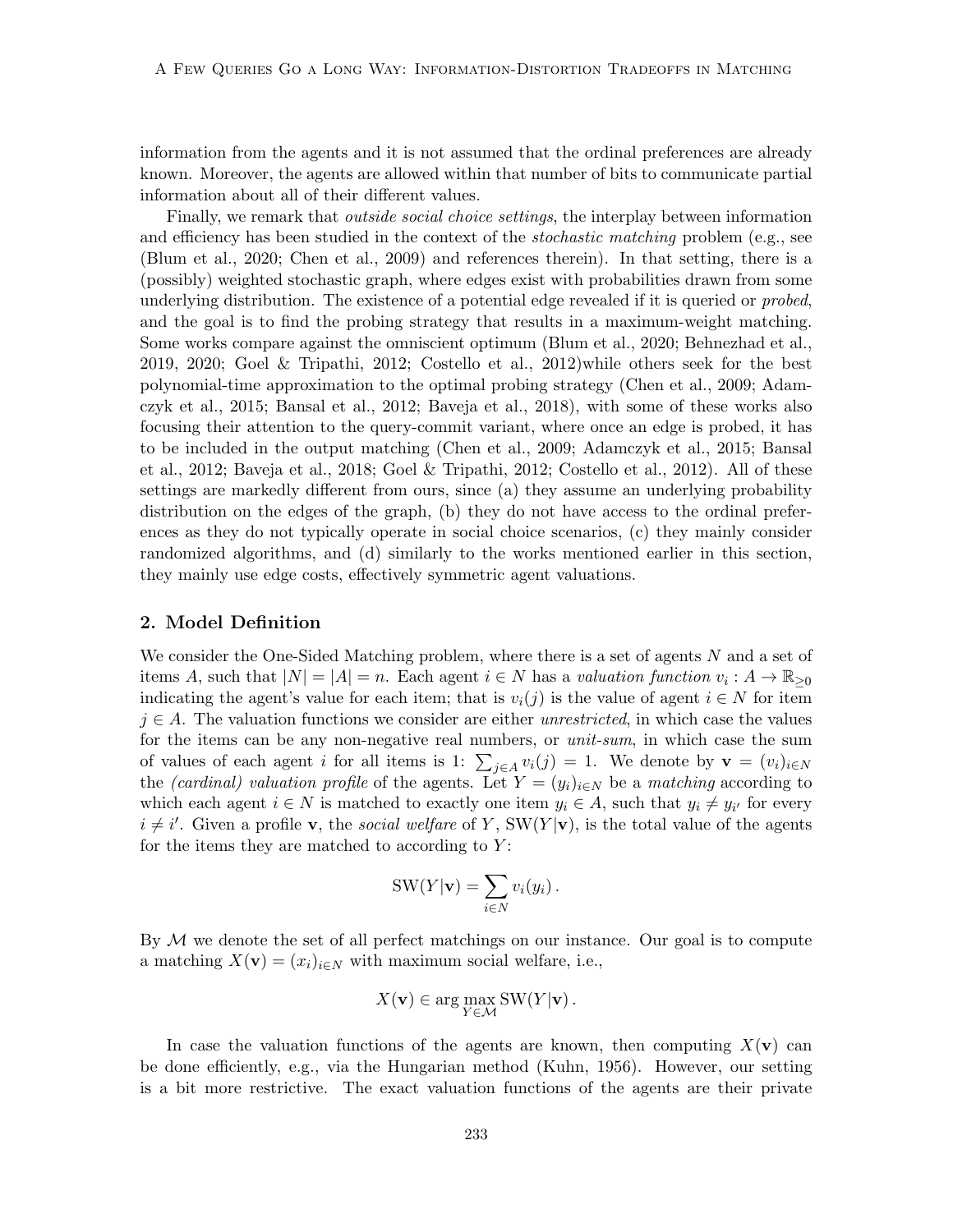information from the agents and it is not assumed that the ordinal preferences are already known. Moreover, the agents are allowed within that number of bits to communicate partial information about all of their different values.

Finally, we remark that *outside social choice settings*, the interplay between information and efficiency has been studied in the context of the *stochastic matching* problem (e.g., see (Blum et al., 2020; Chen et al., 2009) and references therein). In that setting, there is a (possibly) weighted stochastic graph, where edges exist with probabilities drawn from some underlying distribution. The existence of a potential edge revealed if it is queried or *probed*, and the goal is to find the probing strategy that results in a maximum-weight matching. Some works compare against the omniscient optimum (Blum et al., 2020; Behnezhad et al., 2019, 2020; Goel & Tripathi, 2012; Costello et al., 2012)while others seek for the best polynomial-time approximation to the optimal probing strategy (Chen et al., 2009; Adamczyk et al., 2015; Bansal et al., 2012; Baveja et al., 2018), with some of these works also focusing their attention to the query-commit variant, where once an edge is probed, it has to be included in the output matching (Chen et al., 2009; Adamczyk et al., 2015; Bansal et al., 2012; Baveja et al., 2018; Goel & Tripathi, 2012; Costello et al., 2012). All of these settings are markedly different from ours, since (a) they assume an underlying probability distribution on the edges of the graph, (b) they do not have access to the ordinal preferences as they do not typically operate in social choice scenarios, (c) they mainly consider randomized algorithms, and (d) similarly to the works mentioned earlier in this section, they mainly use edge costs, effectively symmetric agent valuations.

## 2. Model Definition

We consider the One-Sided Matching problem, where there is a set of agents $N$ and a set of items $A$, such that $|N| = |A| = n$. Each agent $i \in N$ has a *valuation function* $v_i : A \to \mathbb{R}_{\geq 0}$ indicating the agent's value for each item; that is $v_i(j)$ is the value of agent $i \in N$ for item $j \in A$. The valuation functions we consider are either *unrestricted*, in which case the values for the items can be any non-negative real numbers, or *unit-sum*, in which case the sum of values of each agent $i$ for all items is 1: $\sum_{j \in A} v_i(j) = 1$. We denote by $\mathbf{v} = (v_i)_{i \in N}$ the *(cardinal) valuation profile* of the agents. Let $Y = (y_i)_{i \in N}$ be a *matching* according to which each agent $i \in N$ is matched to exactly one item $y_i \in A$, such that $y_i \neq y_{i'}$ for every $i \neq i'$. Given a profile $\mathbf{v}$, the *social welfare* of $Y$, $\text{SW}(Y|\mathbf{v})$, is the total value of the agents for the items they are matched to according to $Y$:

$$\text{SW}(Y|\mathbf{v}) = \sum_{i \in N} v_i(y_i) .$$

By $\mathcal{M}$ we denote the set of all perfect matchings on our instance. Our goal is to compute a matching $X(\mathbf{v}) = (x_i)_{i \in N}$ with maximum social welfare, i.e.,

$$X(\mathbf{v}) \in \arg \max_{Y \in \mathcal{M}} \text{SW}(Y|\mathbf{v}) .$$

In case the valuation functions of the agents are known, then computing $X(\mathbf{v})$ can be done efficiently, e.g., via the Hungarian method (Kuhn, 1956). However, our setting is a bit more restrictive. The exact valuation functions of the agents are their private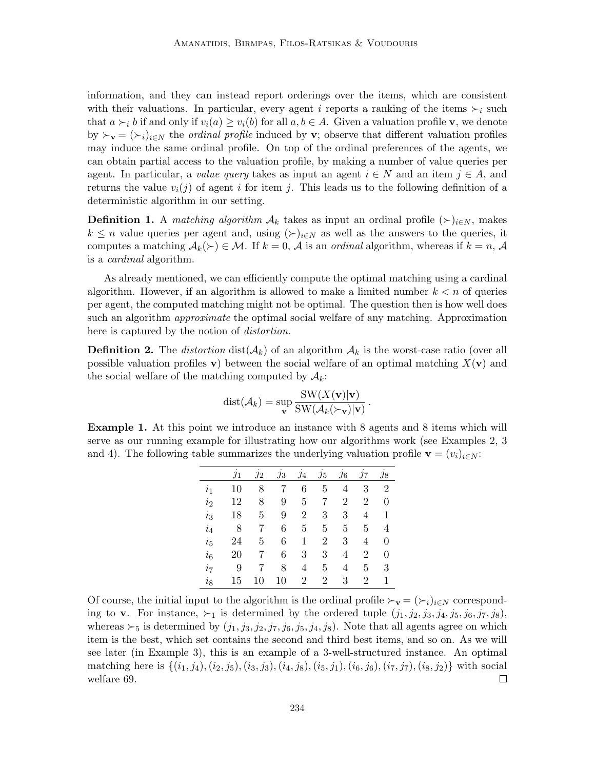information, and they can instead report orderings over the items, which are consistent with their valuations. In particular, every agent $i$ reports a ranking of the items $\succ_i$ such that $a \succ_i b$ if and only if $v_i(a) \geq v_i(b)$ for all $a, b \in A$. Given a valuation profile $\mathbf{v}$, we denote by $\succ_{\mathbf{v}} = (\succ_i)_{i \in N}$ the *ordinal profile* induced by $\mathbf{v}$; observe that different valuation profiles may induce the same ordinal profile. On top of the ordinal preferences of the agents, we can obtain partial access to the valuation profile, by making a number of value queries per agent. In particular, a *value query* takes as input an agent $i \in N$ and an item $j \in A$, and returns the value $v_i(j)$ of agent $i$ for item $j$. This leads us to the following definition of a deterministic algorithm in our setting.

**Definition 1.** A *matching algorithm* $\mathcal{A}_k$ takes as input an ordinal profile $(\succ)_{i \in N}$, makes $k \leq n$ value queries per agent and, using $(\succ)_{i \in N}$ as well as the answers to the queries, it computes a matching $\mathcal{A}_k(\succ) \in \mathcal{M}$. If $k = 0$, $\mathcal{A}$ is an *ordinal* algorithm, whereas if $k = n$, $\mathcal{A}$ is a *cardinal* algorithm.

As already mentioned, we can efficiently compute the optimal matching using a cardinal algorithm. However, if an algorithm is allowed to make a limited number $k < n$ of queries per agent, the computed matching might not be optimal. The question then is how well does such an algorithm *approximate* the optimal social welfare of any matching. Approximation here is captured by the notion of *distortion*.

**Definition 2.** The *distortion* $\text{dist}(\mathcal{A}_k)$ of an algorithm $\mathcal{A}_k$ is the worst-case ratio (over all possible valuation profiles $\mathbf{v}$) between the social welfare of an optimal matching $X(\mathbf{v})$ and the social welfare of the matching computed by $\mathcal{A}_k$:

$$\text{dist}(\mathcal{A}_k) = \sup_{\mathbf{v}} \frac{\text{SW}(X(\mathbf{v})|\mathbf{v})}{\text{SW}(\mathcal{A}_k(\succ_{\mathbf{v}})|\mathbf{v})}.$$

**Example 1.** At this point we introduce an instance with 8 agents and 8 items which will serve as our running example for illustrating how our algorithms work (see Examples 2, 3 and 4). The following table summarizes the underlying valuation profile $\mathbf{v} = (v_i)_{i \in N}$:

| | $j_1$ | $j_2$ | $j_3$ | $j_4$ | $j_5$ | $j_6$ | $j_7$ | $j_8$ |
|---|---|---|---|---|---|---|---|---|
| $i_1$ | 10 | 8 | 7 | 6 | 5 | 4 | 3 | 2 |
| $i_2$ | 12 | 8 | 9 | 5 | 7 | 2 | 2 | 0 |
| $i_3$ | 18 | 5 | 9 | 2 | 3 | 3 | 4 | 1 |
| $i_4$ | 8 | 7 | 6 | 5 | 5 | 5 | 5 | 4 |
| $i_5$ | 24 | 5 | 6 | 1 | 2 | 3 | 4 | 0 |
| $i_6$ | 20 | 7 | 6 | 3 | 3 | 4 | 2 | 0 |
| $i_7$ | 9 | 7 | 8 | 4 | 5 | 4 | 5 | 3 |
| $i_8$ | 15 | 10 | 10 | 2 | 2 | 3 | 2 | 1 |

Of course, the initial input to the algorithm is the ordinal profile $\succ_{\mathbf{v}} = (\succ_i)_{i \in N}$ corresponding to $\mathbf{v}$. For instance, $\succ_1$ is determined by the ordered tuple $(j_1, j_2, j_3, j_4, j_5, j_6, j_7, j_8)$, whereas $\succ_5$ is determined by $(j_1, j_3, j_2, j_7, j_6, j_5, j_4, j_8)$. Note that all agents agree on which item is the best, which set contains the second and third best items, and so on. As we will see later (in Example 3), this is an example of a 3-well-structured instance. An optimal matching here is $\{(i_1, j_4), (i_2, j_5), (i_3, j_3), (i_4, j_8), (i_5, j_1), (i_6, j_6), (i_7, j_7), (i_8, j_2)\}$ with social welfare 69. $\square$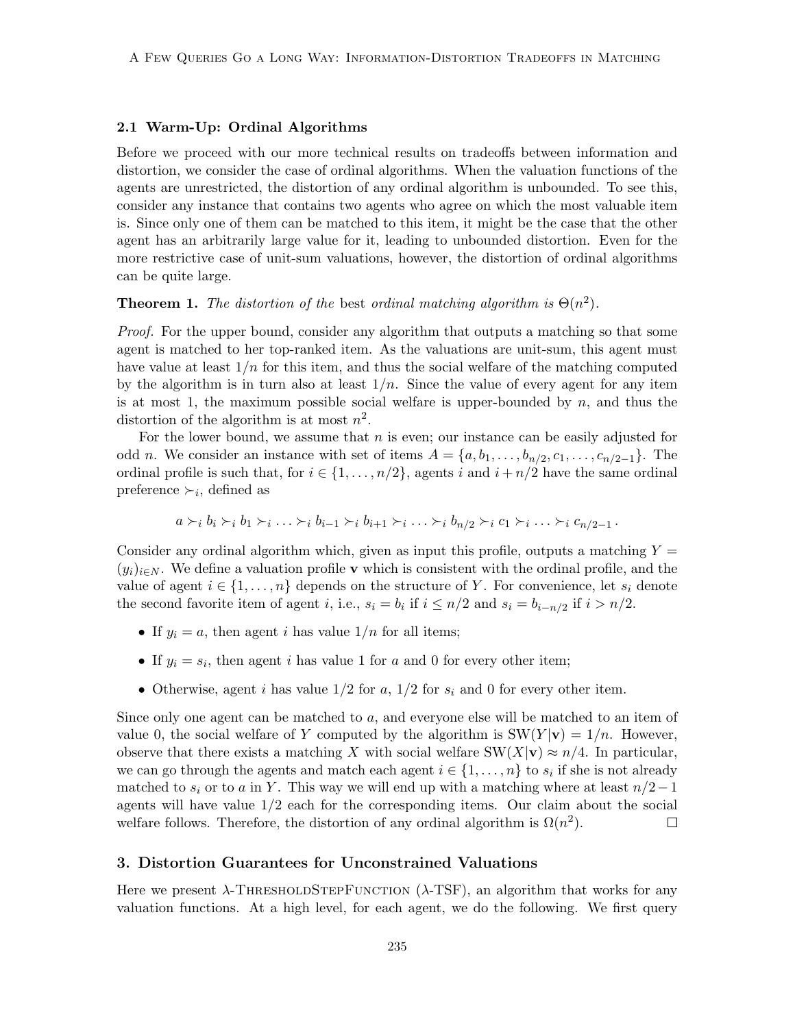### 2.1 Warm-Up: Ordinal Algorithms

Before we proceed with our more technical results on tradeoffs between information and distortion, we consider the case of ordinal algorithms. When the valuation functions of the agents are unrestricted, the distortion of any ordinal algorithm is unbounded. To see this, consider any instance that contains two agents who agree on which the most valuable item is. Since only one of them can be matched to this item, it might be the case that the other agent has an arbitrarily large value for it, leading to unbounded distortion. Even for the more restrictive case of unit-sum valuations, however, the distortion of ordinal algorithms can be quite large.

**Theorem 1.** *The distortion of the* best *ordinal matching algorithm is* $\Theta(n^2)$.

*Proof.* For the upper bound, consider any algorithm that outputs a matching so that some agent is matched to her top-ranked item. As the valuations are unit-sum, this agent must have value at least $1/n$ for this item, and thus the social welfare of the matching computed by the algorithm is in turn also at least $1/n$. Since the value of every agent for any item is at most 1, the maximum possible social welfare is upper-bounded by $n$, and thus the distortion of the algorithm is at most $n^2$.

For the lower bound, we assume that $n$ is even; our instance can be easily adjusted for odd $n$. We consider an instance with set of items $A = \{a, b_1, \dots, b_{n/2}, c_1, \dots, c_{n/2-1}\}$. The ordinal profile is such that, for $i \in \{1, \dots, n/2\}$, agents $i$ and $i + n/2$ have the same ordinal preference $\succ_i$, defined as

$$a \succ_i b_i \succ_i b_1 \succ_i \dots \succ_i b_{i-1} \succ_i b_{i+1} \succ_i \dots \succ_i b_{n/2} \succ_i c_1 \succ_i \dots \succ_i c_{n/2-1}.$$

Consider any ordinal algorithm which, given as input this profile, outputs a matching $Y = (y_i)_{i \in N}$. We define a valuation profile $\mathbf{v}$ which is consistent with the ordinal profile, and the value of agent $i \in \{1, \dots, n\}$ depends on the structure of $Y$. For convenience, let $s_i$ denote the second favorite item of agent $i$, i.e., $s_i = b_i$ if $i \le n/2$ and $s_i = b_{i-n/2}$ if $i > n/2$.

- If $y_i = a$, then agent $i$ has value $1/n$ for all items;
- If $y_i = s_i$, then agent $i$ has value 1 for $a$ and 0 for every other item;
- Otherwise, agent $i$ has value $1/2$ for $a$, $1/2$ for $s_i$ and 0 for every other item.

Since only one agent can be matched to $a$, and everyone else will be matched to an item of value 0, the social welfare of $Y$ computed by the algorithm is $\text{SW}(Y|\mathbf{v}) = 1/n$. However, observe that there exists a matching $X$ with social welfare $\text{SW}(X|\mathbf{v}) \approx n/4$. In particular, we can go through the agents and match each agent $i \in \{1, \dots, n\}$ to $s_i$ if she is not already matched to $s_i$ or to $a$ in $Y$. This way we will end up with a matching where at least $n/2 - 1$ agents will have value $1/2$ each for the corresponding items. Our claim about the social welfare follows. Therefore, the distortion of any ordinal algorithm is $\Omega(n^2)$. ∎

## 3. Distortion Guarantees for Unconstrained Valuations

Here we present $\lambda$-ThresholdStepFunction ($\lambda$-TSF), an algorithm that works for any valuation functions. At a high level, for each agent, we do the following. We first query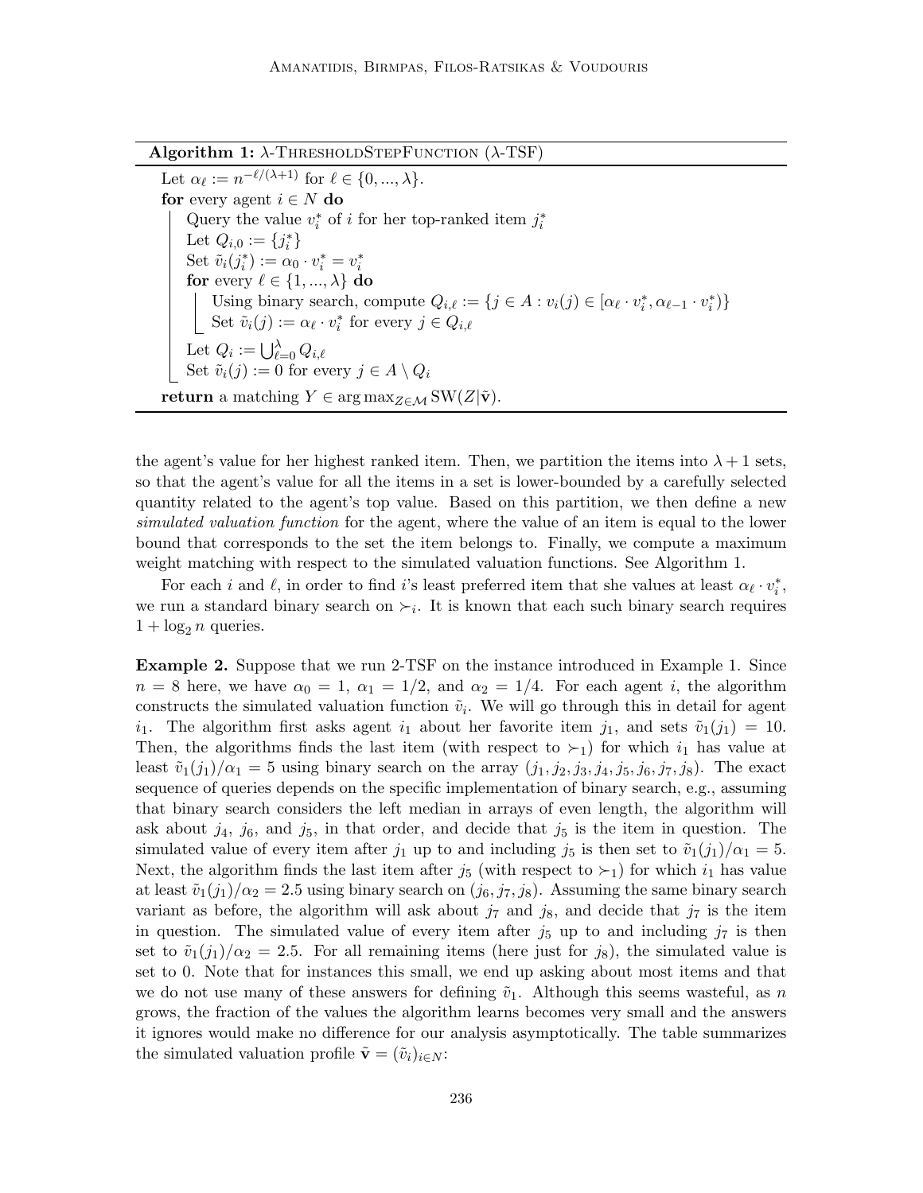**Algorithm 1:** $\lambda$-ThresholdStepFunction ($\lambda$-TSF)

Let $\alpha_\ell := n^{-\ell/(\lambda+1)}$ for $\ell \in \{0, ..., \lambda\}$.
**for** every agent $i \in N$ **do**
  Query the value $v_i^*$ of $i$ for her top-ranked item $j_i^*$
  Let $Q_{i,0} := \{j_i^*\}$
  Set $\tilde{v}_i(j_i^*) := \alpha_0 \cdot v_i^* = v_i^*$
  **for** every $\ell \in \{1, ..., \lambda\}$ **do**
    Using binary search, compute $Q_{i,\ell} := \{j \in A : v_i(j) \in [\alpha_\ell \cdot v_i^*, \alpha_{\ell-1} \cdot v_i^*)\}$
    Set $\tilde{v}_i(j) := \alpha_\ell \cdot v_i^*$ for every $j \in Q_{i,\ell}$
  Let $Q_i := \bigcup_{\ell=0}^{\lambda} Q_{i,\ell}$
  Set $\tilde{v}_i(j) := 0$ for every $j \in A \setminus Q_i$
**return** a matching $Y \in \arg\max_{Z \in \mathcal{M}} \text{SW}(Z|\tilde{\mathbf{v}})$.

the agent's value for her highest ranked item. Then, we partition the items into $\lambda + 1$ sets, so that the agent's value for all the items in a set is lower-bounded by a carefully selected quantity related to the agent's top value. Based on this partition, we then define a new *simulated valuation function* for the agent, where the value of an item is equal to the lower bound that corresponds to the set the item belongs to. Finally, we compute a maximum weight matching with respect to the simulated valuation functions. See Algorithm 1.

For each $i$ and $\ell$, in order to find $i$'s least preferred item that she values at least $\alpha_\ell \cdot v_i^*$, we run a standard binary search on $\succ_i$. It is known that each such binary search requires $1 + \log_2 n$ queries.

**Example 2.** Suppose that we run 2-TSF on the instance introduced in Example 1. Since $n = 8$ here, we have $\alpha_0 = 1$, $\alpha_1 = 1/2$, and $\alpha_2 = 1/4$. For each agent $i$, the algorithm constructs the simulated valuation function $\tilde{v}_i$. We will go through this in detail for agent $i_1$. The algorithm first asks agent $i_1$ about her favorite item $j_1$, and sets $\tilde{v}_1(j_1) = 10$. Then, the algorithms finds the last item (with respect to $\succ_1$) for which $i_1$ has value at least $\tilde{v}_1(j_1)/\alpha_1 = 5$ using binary search on the array $(j_1, j_2, j_3, j_4, j_5, j_6, j_7, j_8)$. The exact sequence of queries depends on the specific implementation of binary search, e.g., assuming that binary search considers the left median in arrays of even length, the algorithm will ask about $j_4$, $j_6$, and $j_5$, in that order, and decide that $j_5$ is the item in question. The simulated value of every item after $j_1$ up to and including $j_5$ is then set to $\tilde{v}_1(j_1)/\alpha_1 = 5$. Next, the algorithm finds the last item after $j_5$ (with respect to $\succ_1$) for which $i_1$ has value at least $\tilde{v}_1(j_1)/\alpha_2 = 2.5$ using binary search on $(j_6, j_7, j_8)$. Assuming the same binary search variant as before, the algorithm will ask about $j_7$ and $j_8$, and decide that $j_7$ is the item in question. The simulated value of every item after $j_5$ up to and including $j_7$ is then set to $\tilde{v}_1(j_1)/\alpha_2 = 2.5$. For all remaining items (here just for $j_8$), the simulated value is set to 0. Note that for instances this small, we end up asking about most items and that we do not use many of these answers for defining $\tilde{v}_1$. Although this seems wasteful, as $n$ grows, the fraction of the values the algorithm learns becomes very small and the answers it ignores would make no difference for our analysis asymptotically. The table summarizes the simulated valuation profile $\tilde{\mathbf{v}} = (\tilde{v}_i)_{i \in N}$: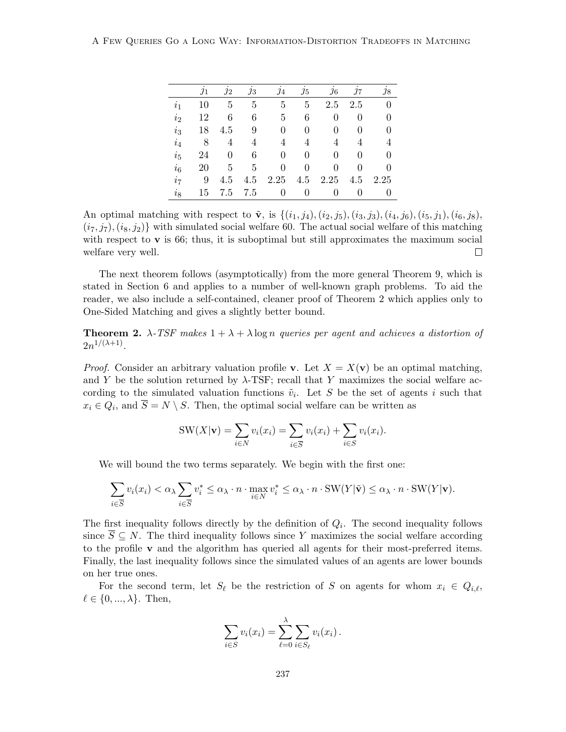|  | $j_1$ | $j_2$ | $j_3$ | $j_4$ | $j_5$ | $j_6$ | $j_7$ | $j_8$ |
|---|---|---|---|---|---|---|---|---|
| $i_1$ | 10 | 5 | 5 | 5 | 5 | 2.5 | 2.5 | 0 |
| $i_2$ | 12 | 6 | 6 | 5 | 6 | 0 | 0 | 0 |
| $i_3$ | 18 | 4.5 | 9 | 0 | 0 | 0 | 0 | 0 |
| $i_4$ | 8 | 4 | 4 | 4 | 4 | 4 | 4 | 4 |
| $i_5$ | 24 | 0 | 6 | 0 | 0 | 0 | 0 | 0 |
| $i_6$ | 20 | 5 | 5 | 0 | 0 | 0 | 0 | 0 |
| $i_7$ | 9 | 4.5 | 4.5 | 2.25 | 4.5 | 2.25 | 4.5 | 2.25 |
| $i_8$ | 15 | 7.5 | 7.5 | 0 | 0 | 0 | 0 | 0 |

An optimal matching with respect to $\tilde{\mathbf{v}}$, is $\{(i_1, j_4), (i_2, j_5), (i_3, j_3), (i_4, j_6), (i_5, j_1), (i_6, j_8), (i_7, j_7), (i_8, j_2)\}$ with simulated social welfare 60. The actual social welfare of this matching with respect to $\mathbf{v}$ is 66; thus, it is suboptimal but still approximates the maximum social welfare very well. □

The next theorem follows (asymptotically) from the more general Theorem 9, which is stated in Section 6 and applies to a number of well-known graph problems. To aid the reader, we also include a self-contained, cleaner proof of Theorem 2 which applies only to One-Sided Matching and gives a slightly better bound.

**Theorem 2.** *$\lambda$-TSF makes $1 + \lambda + \lambda \log n$ queries per agent and achieves a distortion of $2n^{1/(\lambda+1)}$.*

*Proof.* Consider an arbitrary valuation profile $\mathbf{v}$. Let $X = X(\mathbf{v})$ be an optimal matching, and $Y$ be the solution returned by $\lambda$-TSF; recall that $Y$ maximizes the social welfare according to the simulated valuation functions $\tilde{v}_i$. Let $S$ be the set of agents $i$ such that $x_i \in Q_i$, and $\overline{S} = N \setminus S$. Then, the optimal social welfare can be written as

$$\mathrm{SW}(X|\mathbf{v}) = \sum_{i \in N} v_i(x_i) = \sum_{i \in \overline{S}} v_i(x_i) + \sum_{i \in S} v_i(x_i).$$

We will bound the two terms separately. We begin with the first one:

$$\sum_{i \in \overline{S}} v_i(x_i) < \alpha_\lambda \sum_{i \in \overline{S}} v_i^* \leq \alpha_\lambda \cdot n \cdot \max_{i \in N} v_i^* \leq \alpha_\lambda \cdot n \cdot \mathrm{SW}(Y|\tilde{\mathbf{v}}) \leq \alpha_\lambda \cdot n \cdot \mathrm{SW}(Y|\mathbf{v}).$$

The first inequality follows directly by the definition of $Q_i$. The second inequality follows since $\overline{S} \subseteq N$. The third inequality follows since $Y$ maximizes the social welfare according to the profile $\mathbf{v}$ and the algorithm has queried all agents for their most-preferred items. Finally, the last inequality follows since the simulated values of an agents are lower bounds on her true ones.

For the second term, let $S_\ell$ be the restriction of $S$ on agents for whom $x_i \in Q_{i,\ell}$, $\ell \in \{0, ..., \lambda\}$. Then,

$$\sum_{i \in S} v_i(x_i) = \sum_{\ell=0}^{\lambda} \sum_{i \in S_\ell} v_i(x_i).$$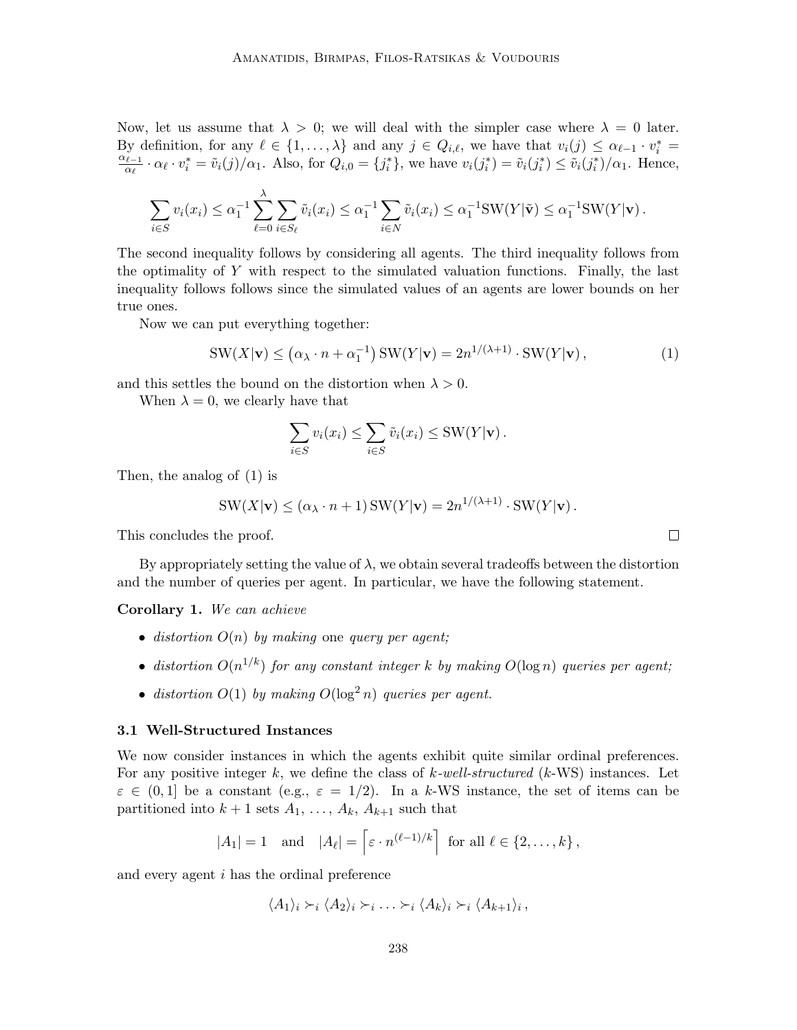Now, let us assume that $\lambda > 0$; we will deal with the simpler case where $\lambda = 0$ later. By definition, for any $\ell \in \{1, \dots, \lambda\}$ and any $j \in Q_{i,\ell}$, we have that $v_i(j) \leq \alpha_{\ell-1} \cdot v_i^* = \frac{\alpha_{\ell-1}}{\alpha_\ell} \cdot \alpha_\ell \cdot v_i^* = \tilde{v}_i(j)/\alpha_1$. Also, for $Q_{i,0} = \{j_i^*\}$, we have $v_i(j_i^*) = \tilde{v}_i(j_i^*) \leq \tilde{v}_i(j_i^*)/\alpha_1$. Hence,

$$\sum_{i \in S} v_i(x_i) \leq \alpha_1^{-1} \sum_{\ell=0}^{\lambda} \sum_{i \in S_\ell} \tilde{v}_i(x_i) \leq \alpha_1^{-1} \sum_{i \in N} \tilde{v}_i(x_i) \leq \alpha_1^{-1} \mathrm{SW}(Y|\tilde{\mathbf{v}}) \leq \alpha_1^{-1} \mathrm{SW}(Y|\mathbf{v}) .$$

The second inequality follows by considering all agents. The third inequality follows from the optimality of $Y$ with respect to the simulated valuation functions. Finally, the last inequality follows follows since the simulated values of an agents are lower bounds on her true ones.

Now we can put everything together:

$$\mathrm{SW}(X|\mathbf{v}) \leq \left(\alpha_\lambda \cdot n + \alpha_1^{-1}\right) \mathrm{SW}(Y|\mathbf{v}) = 2n^{1/(\lambda+1)} \cdot \mathrm{SW}(Y|\mathbf{v}) , \tag{1}$$

and this settles the bound on the distortion when $\lambda > 0$.

When $\lambda = 0$, we clearly have that

$$\sum_{i \in S} v_i(x_i) \leq \sum_{i \in S} \tilde{v}_i(x_i) \leq \mathrm{SW}(Y|\mathbf{v}) .$$

Then, the analog of (1) is

$$\mathrm{SW}(X|\mathbf{v}) \leq (\alpha_\lambda \cdot n + 1) \, \mathrm{SW}(Y|\mathbf{v}) = 2n^{1/(\lambda+1)} \cdot \mathrm{SW}(Y|\mathbf{v}) .$$

This concludes the proof. □

By appropriately setting the value of $\lambda$, we obtain several tradeoffs between the distortion and the number of queries per agent. In particular, we have the following statement.

**Corollary 1.** *We can achieve*

- *distortion $O(n)$ by making* one *query per agent;*
- *distortion $O(n^{1/k})$ for any constant integer $k$ by making $O(\log n)$ queries per agent;*
- *distortion $O(1)$ by making $O(\log^2 n)$ queries per agent.*

### 3.1 Well-Structured Instances

We now consider instances in which the agents exhibit quite similar ordinal preferences. For any positive integer $k$, we define the class of *$k$-well-structured* ($k$-WS) instances. Let $\varepsilon \in (0, 1]$ be a constant (e.g., $\varepsilon = 1/2$). In a $k$-WS instance, the set of items can be partitioned into $k+1$ sets $A_1, \dots, A_k, A_{k+1}$ such that

$$|A_1| = 1 \quad \text{and} \quad |A_\ell| = \left\lceil \varepsilon \cdot n^{(\ell-1)/k} \right\rceil \text{ for all } \ell \in \{2, \dots, k\} ,$$

and every agent $i$ has the ordinal preference

$$\langle A_1 \rangle_i \succ_i \langle A_2 \rangle_i \succ_i \dots \succ_i \langle A_k \rangle_i \succ_i \langle A_{k+1} \rangle_i ,$$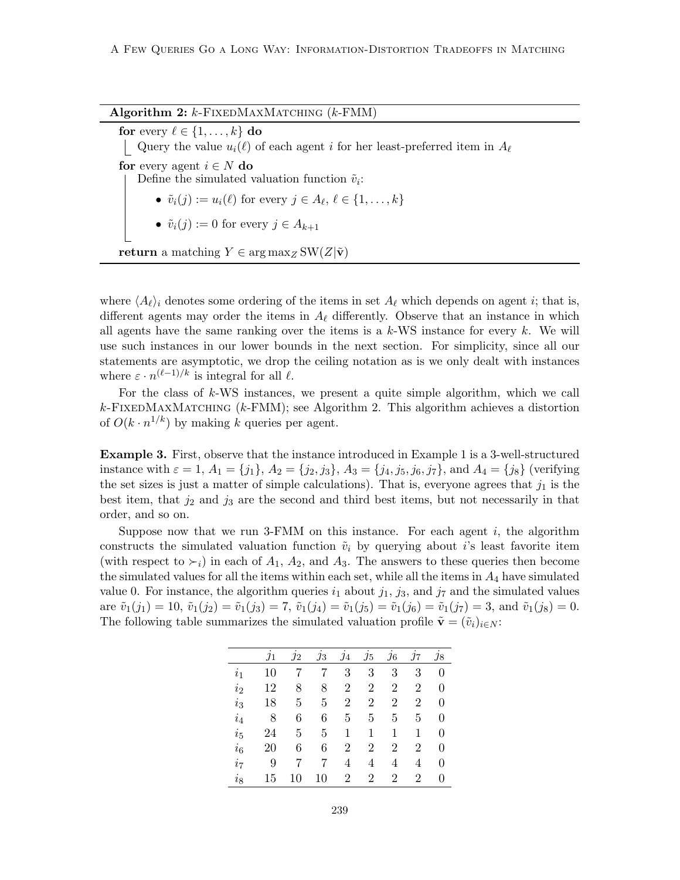**Algorithm 2:** $k$-FixedMaxMatching ($k$-FMM)

**for** every $\ell \in \{1, \dots, k\}$ **do**

  Query the value $u_i(\ell)$ of each agent $i$ for her least-preferred item in $A_\ell$

**for** every agent $i \in N$ **do**

  Define the simulated valuation function $\tilde{v}_i$:

  - $\tilde{v}_i(j) := u_i(\ell)$ for every $j \in A_\ell$, $\ell \in \{1, \dots, k\}$
  - $\tilde{v}_i(j) := 0$ for every $j \in A_{k+1}$

**return** a matching $Y \in \arg\max_Z \text{SW}(Z|\tilde{\mathbf{v}})$

where $\langle A_\ell \rangle_i$ denotes some ordering of the items in set $A_\ell$ which depends on agent $i$; that is, different agents may order the items in $A_\ell$ differently. Observe that an instance in which all agents have the same ranking over the items is a $k$-WS instance for every $k$. We will use such instances in our lower bounds in the next section. For simplicity, since all our statements are asymptotic, we drop the ceiling notation as is we only dealt with instances where $\varepsilon \cdot n^{(\ell-1)/k}$ is integral for all $\ell$.

For the class of $k$-WS instances, we present a quite simple algorithm, which we call $k$-FixedMaxMatching ($k$-FMM); see Algorithm 2. This algorithm achieves a distortion of $O(k \cdot n^{1/k})$ by making $k$ queries per agent.

**Example 3.** First, observe that the instance introduced in Example 1 is a 3-well-structured instance with $\varepsilon = 1$, $A_1 = \{j_1\}$, $A_2 = \{j_2, j_3\}$, $A_3 = \{j_4, j_5, j_6, j_7\}$, and $A_4 = \{j_8\}$ (verifying the set sizes is just a matter of simple calculations). That is, everyone agrees that $j_1$ is the best item, that $j_2$ and $j_3$ are the second and third best items, but not necessarily in that order, and so on.

Suppose now that we run 3-FMM on this instance. For each agent $i$, the algorithm constructs the simulated valuation function $\tilde{v}_i$ by querying about $i$'s least favorite item (with respect to $\succ_i$) in each of $A_1$, $A_2$, and $A_3$. The answers to these queries then become the simulated values for all the items within each set, while all the items in $A_4$ have simulated value 0. For instance, the algorithm queries $i_1$ about $j_1$, $j_3$, and $j_7$ and the simulated values are $\tilde{v}_1(j_1) = 10$, $\tilde{v}_1(j_2) = \tilde{v}_1(j_3) = 7$, $\tilde{v}_1(j_4) = \tilde{v}_1(j_5) = \tilde{v}_1(j_6) = \tilde{v}_1(j_7) = 3$, and $\tilde{v}_1(j_8) = 0$. The following table summarizes the simulated valuation profile $\tilde{\mathbf{v}} = (\tilde{v}_i)_{i \in N}$:

| | $j_1$ | $j_2$ | $j_3$ | $j_4$ | $j_5$ | $j_6$ | $j_7$ | $j_8$ |
|---|---|---|---|---|---|---|---|---|
| $i_1$ | 10 | 7 | 7 | 3 | 3 | 3 | 3 | 0 |
| $i_2$ | 12 | 8 | 8 | 2 | 2 | 2 | 2 | 0 |
| $i_3$ | 18 | 5 | 5 | 2 | 2 | 2 | 2 | 0 |
| $i_4$ | 8 | 6 | 6 | 5 | 5 | 5 | 5 | 0 |
| $i_5$ | 24 | 5 | 5 | 1 | 1 | 1 | 1 | 0 |
| $i_6$ | 20 | 6 | 6 | 2 | 2 | 2 | 2 | 0 |
| $i_7$ | 9 | 7 | 7 | 4 | 4 | 4 | 4 | 0 |
| $i_8$ | 15 | 10 | 10 | 2 | 2 | 2 | 2 | 0 |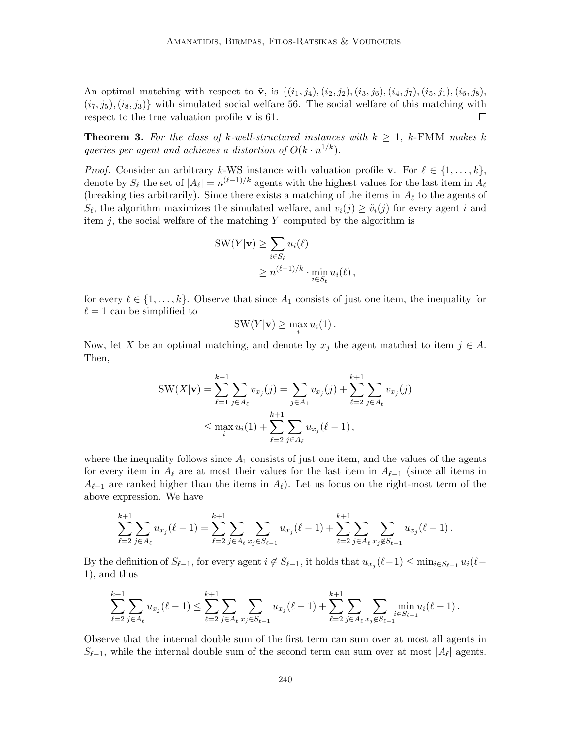An optimal matching with respect to $\tilde{\mathbf{v}}$, is $\{(i_1, j_4), (i_2, j_2), (i_3, j_6), (i_4, j_7), (i_5, j_1), (i_6, j_8), (i_7, j_5), (i_8, j_3)\}$ with simulated social welfare 56. The social welfare of this matching with respect to the true valuation profile $\mathbf{v}$ is 61. $\square$

**Theorem 3.** *For the class of $k$-well-structured instances with $k \geq 1$, $k$-FMM makes $k$ queries per agent and achieves a distortion of $O(k \cdot n^{1/k})$.*

*Proof.* Consider an arbitrary $k$-WS instance with valuation profile $\mathbf{v}$. For $\ell \in \{1, \dots, k\}$, denote by $S_\ell$ the set of $|A_\ell| = n^{(\ell-1)/k}$ agents with the highest values for the last item in $A_\ell$ (breaking ties arbitrarily). Since there exists a matching of the items in $A_\ell$ to the agents of $S_\ell$, the algorithm maximizes the simulated welfare, and $v_i(j) \geq \tilde{v}_i(j)$ for every agent $i$ and item $j$, the social welfare of the matching $Y$ computed by the algorithm is

$$\begin{aligned}\text{SW}(Y|\mathbf{v}) &\geq \sum_{i \in S_\ell} u_i(\ell) \\ &\geq n^{(\ell-1)/k} \cdot \min_{i \in S_\ell} u_i(\ell)\,,\end{aligned}$$

for every $\ell \in \{1, \dots, k\}$. Observe that since $A_1$ consists of just one item, the inequality for $\ell = 1$ can be simplified to

$$\text{SW}(Y|\mathbf{v}) \geq \max_i u_i(1)\,.$$

Now, let $X$ be an optimal matching, and denote by $x_j$ the agent matched to item $j \in A$. Then,

$$\begin{aligned}\text{SW}(X|\mathbf{v}) &= \sum_{\ell=1}^{k+1} \sum_{j \in A_\ell} v_{x_j}(j) = \sum_{j \in A_1} v_{x_j}(j) + \sum_{\ell=2}^{k+1} \sum_{j \in A_\ell} v_{x_j}(j) \\ &\leq \max_i u_i(1) + \sum_{\ell=2}^{k+1} \sum_{j \in A_\ell} u_{x_j}(\ell-1)\,,\end{aligned}$$

where the inequality follows since $A_1$ consists of just one item, and the values of the agents for every item in $A_\ell$ are at most their values for the last item in $A_{\ell-1}$ (since all items in $A_{\ell-1}$ are ranked higher than the items in $A_\ell$). Let us focus on the right-most term of the above expression. We have

$$\sum_{\ell=2}^{k+1} \sum_{j \in A_\ell} u_{x_j}(\ell-1) = \sum_{\ell=2}^{k+1} \sum_{j \in A_\ell} \sum_{x_j \in S_{\ell-1}} u_{x_j}(\ell-1) + \sum_{\ell=2}^{k+1} \sum_{j \in A_\ell} \sum_{x_j \notin S_{\ell-1}} u_{x_j}(\ell-1)\,.$$

By the definition of $S_{\ell-1}$, for every agent $i \notin S_{\ell-1}$, it holds that $u_{x_j}(\ell-1) \leq \min_{i \in S_{\ell-1}} u_i(\ell-1)$, and thus

$$\sum_{\ell=2}^{k+1} \sum_{j \in A_\ell} u_{x_j}(\ell-1) \leq \sum_{\ell=2}^{k+1} \sum_{j \in A_\ell} \sum_{x_j \in S_{\ell-1}} u_{x_j}(\ell-1) + \sum_{\ell=2}^{k+1} \sum_{j \in A_\ell} \sum_{x_j \notin S_{\ell-1}} \min_{i \in S_{\ell-1}} u_i(\ell-1)\,.$$

Observe that the internal double sum of the first term can sum over at most all agents in $S_{\ell-1}$, while the internal double sum of the second term can sum over at most $|A_\ell|$ agents.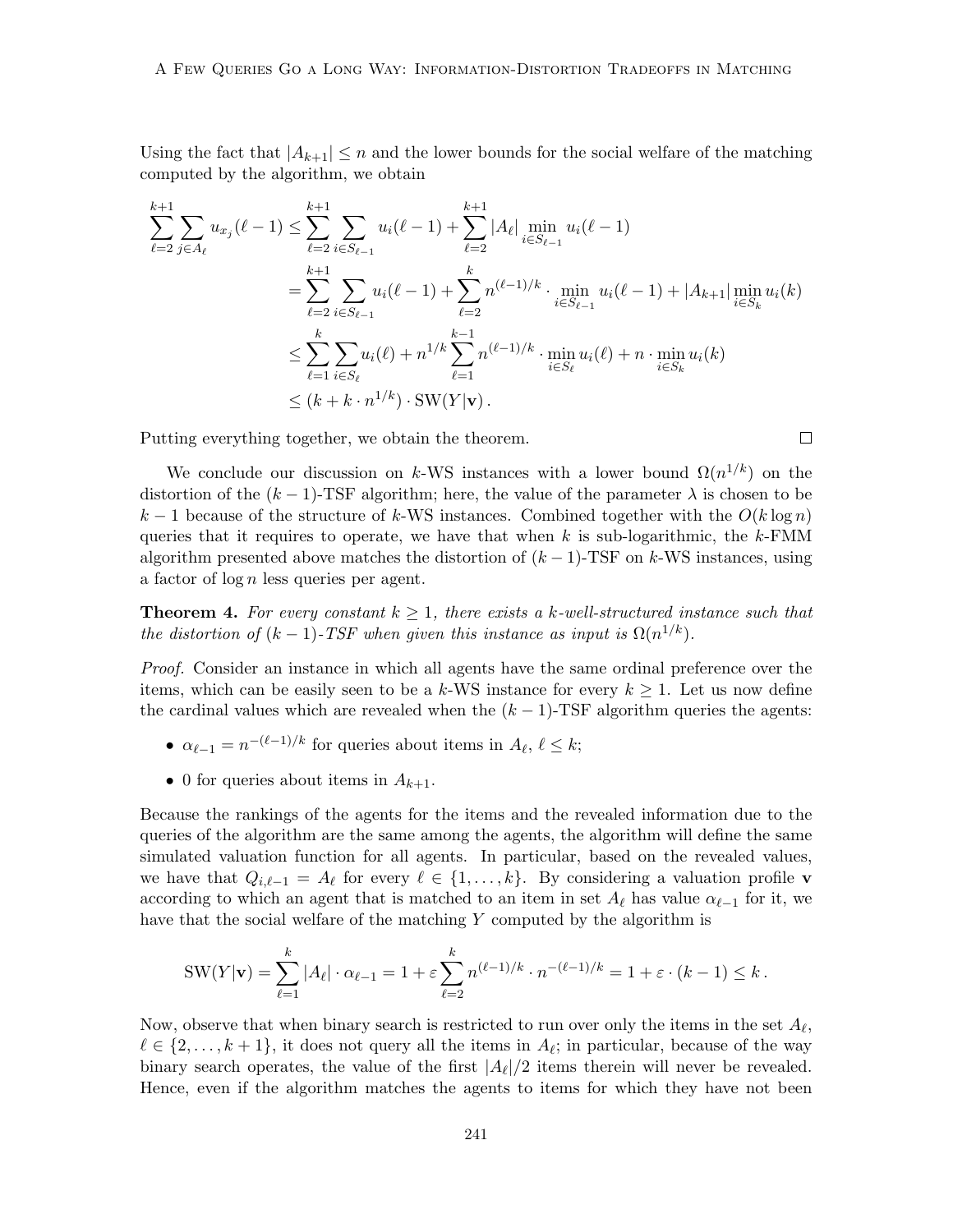Using the fact that $|A_{k+1}| \leq n$ and the lower bounds for the social welfare of the matching computed by the algorithm, we obtain

$$
\begin{aligned}
\sum_{\ell=2}^{k+1} \sum_{j \in A_\ell} u_{x_j}(\ell-1) &\leq \sum_{\ell=2}^{k+1} \sum_{i \in S_{\ell-1}} u_i(\ell-1) + \sum_{\ell=2}^{k+1} |A_\ell| \min_{i \in S_{\ell-1}} u_i(\ell-1) \\
&= \sum_{\ell=2}^{k+1} \sum_{i \in S_{\ell-1}} u_i(\ell-1) + \sum_{\ell=2}^{k} n^{(\ell-1)/k} \cdot \min_{i \in S_{\ell-1}} u_i(\ell-1) + |A_{k+1}| \min_{i \in S_k} u_i(k) \\
&\leq \sum_{\ell=1}^{k} \sum_{i \in S_\ell} u_i(\ell) + n^{1/k} \sum_{\ell=1}^{k-1} n^{(\ell-1)/k} \cdot \min_{i \in S_\ell} u_i(\ell) + n \cdot \min_{i \in S_k} u_i(k) \\
&\leq (k + k \cdot n^{1/k}) \cdot \text{SW}(Y|\mathbf{v}) \,.
\end{aligned}
$$

Putting everything together, we obtain the theorem. $\square$

We conclude our discussion on $k$-WS instances with a lower bound $\Omega(n^{1/k})$ on the distortion of the $(k-1)$-TSF algorithm; here, the value of the parameter $\lambda$ is chosen to be $k-1$ because of the structure of $k$-WS instances. Combined together with the $O(k \log n)$ queries that it requires to operate, we have that when $k$ is sub-logarithmic, the $k$-FMM algorithm presented above matches the distortion of $(k-1)$-TSF on $k$-WS instances, using a factor of $\log n$ less queries per agent.

**Theorem 4.** *For every constant $k \geq 1$, there exists a $k$-well-structured instance such that the distortion of $(k-1)$-TSF when given this instance as input is $\Omega(n^{1/k})$.*

*Proof.* Consider an instance in which all agents have the same ordinal preference over the items, which can be easily seen to be a $k$-WS instance for every $k \geq 1$. Let us now define the cardinal values which are revealed when the $(k-1)$-TSF algorithm queries the agents:

- $\alpha_{\ell-1} = n^{-(\ell-1)/k}$ for queries about items in $A_\ell$, $\ell \leq k$;
- 0 for queries about items in $A_{k+1}$.

Because the rankings of the agents for the items and the revealed information due to the queries of the algorithm are the same among the agents, the algorithm will define the same simulated valuation function for all agents. In particular, based on the revealed values, we have that $Q_{i,\ell-1} = A_\ell$ for every $\ell \in \{1, \ldots, k\}$. By considering a valuation profile $\mathbf{v}$ according to which an agent that is matched to an item in set $A_\ell$ has value $\alpha_{\ell-1}$ for it, we have that the social welfare of the matching $Y$ computed by the algorithm is

$$
\text{SW}(Y|\mathbf{v}) = \sum_{\ell=1}^{k} |A_\ell| \cdot \alpha_{\ell-1} = 1 + \varepsilon \sum_{\ell=2}^{k} n^{(\ell-1)/k} \cdot n^{-(\ell-1)/k} = 1 + \varepsilon \cdot (k-1) \leq k \,.
$$

Now, observe that when binary search is restricted to run over only the items in the set $A_\ell$, $\ell \in \{2, \ldots, k+1\}$, it does not query all the items in $A_\ell$; in particular, because of the way binary search operates, the value of the first $|A_\ell|/2$ items therein will never be revealed. Hence, even if the algorithm matches the agents to items for which they have not been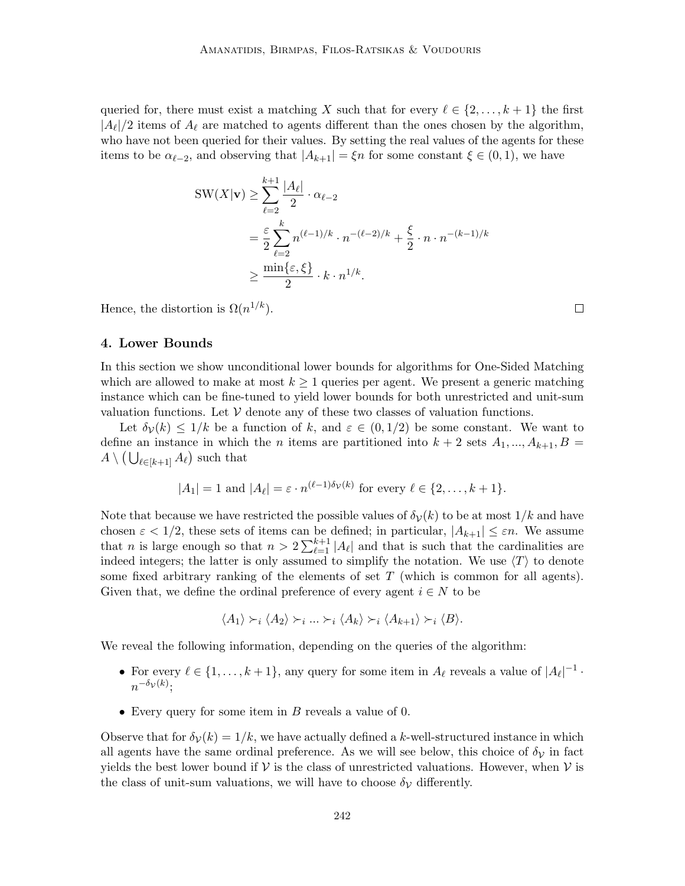queried for, there must exist a matching $X$ such that for every $\ell \in \{2, \ldots, k+1\}$ the first $|A_\ell|/2$ items of $A_\ell$ are matched to agents different than the ones chosen by the algorithm, who have not been queried for their values. By setting the real values of the agents for these items to be $\alpha_{\ell-2}$, and observing that $|A_{k+1}| = \xi n$ for some constant $\xi \in (0,1)$, we have

$$\begin{aligned}
\text{SW}(X|\mathbf{v}) &\geq \sum_{\ell=2}^{k+1} \frac{|A_\ell|}{2} \cdot \alpha_{\ell-2} \\
&= \frac{\varepsilon}{2} \sum_{\ell=2}^{k} n^{(\ell-1)/k} \cdot n^{-(\ell-2)/k} + \frac{\xi}{2} \cdot n \cdot n^{-(k-1)/k} \\
&\geq \frac{\min\{\varepsilon, \xi\}}{2} \cdot k \cdot n^{1/k}.
\end{aligned}$$

Hence, the distortion is $\Omega(n^{1/k})$. $\square$

## 4. Lower Bounds

In this section we show unconditional lower bounds for algorithms for One-Sided Matching which are allowed to make at most $k \geq 1$ queries per agent. We present a generic matching instance which can be fine-tuned to yield lower bounds for both unrestricted and unit-sum valuation functions. Let $\mathcal{V}$ denote any of these two classes of valuation functions.

Let $\delta_{\mathcal{V}}(k) \leq 1/k$ be a function of $k$, and $\varepsilon \in (0, 1/2)$ be some constant. We want to define an instance in which the $n$ items are partitioned into $k+2$ sets $A_1, \ldots, A_{k+1}, B = A \setminus \left(\bigcup_{\ell \in [k+1]} A_\ell\right)$ such that

$$|A_1| = 1 \text{ and } |A_\ell| = \varepsilon \cdot n^{(\ell-1)\delta_{\mathcal{V}}(k)} \text{ for every } \ell \in \{2, \ldots, k+1\}.$$

Note that because we have restricted the possible values of $\delta_{\mathcal{V}}(k)$ to be at most $1/k$ and have chosen $\varepsilon < 1/2$, these sets of items can be defined; in particular, $|A_{k+1}| \leq \varepsilon n$. We assume that $n$ is large enough so that $n > 2\sum_{\ell=1}^{k+1} |A_\ell|$ and that is such that the cardinalities are indeed integers; the latter is only assumed to simplify the notation. We use $\langle T \rangle$ to denote some fixed arbitrary ranking of the elements of set $T$ (which is common for all agents). Given that, we define the ordinal preference of every agent $i \in N$ to be

$$\langle A_1 \rangle \succ_i \langle A_2 \rangle \succ_i \ldots \succ_i \langle A_k \rangle \succ_i \langle A_{k+1} \rangle \succ_i \langle B \rangle.$$

We reveal the following information, depending on the queries of the algorithm:

- For every $\ell \in \{1, \ldots, k+1\}$, any query for some item in $A_\ell$ reveals a value of $|A_\ell|^{-1} \cdot n^{-\delta_{\mathcal{V}}(k)}$;
- Every query for some item in $B$ reveals a value of 0.

Observe that for $\delta_{\mathcal{V}}(k) = 1/k$, we have actually defined a $k$-well-structured instance in which all agents have the same ordinal preference. As we will see below, this choice of $\delta_{\mathcal{V}}$ in fact yields the best lower bound if $\mathcal{V}$ is the class of unrestricted valuations. However, when $\mathcal{V}$ is the class of unit-sum valuations, we will have to choose $\delta_{\mathcal{V}}$ differently.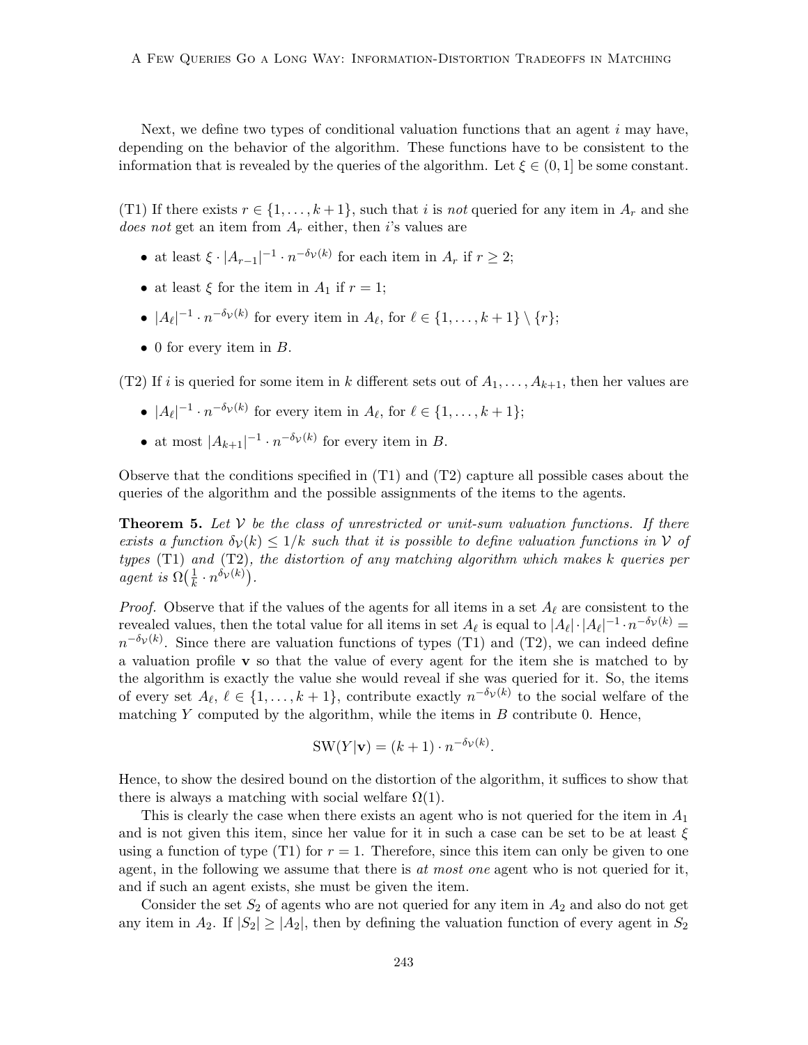Next, we define two types of conditional valuation functions that an agent $i$ may have, depending on the behavior of the algorithm. These functions have to be consistent to the information that is revealed by the queries of the algorithm. Let $\xi \in (0, 1]$ be some constant.

(T1) If there exists $r \in \{1, \dots, k+1\}$, such that $i$ is *not* queried for any item in $A_r$ and she *does not* get an item from $A_r$ either, then $i$'s values are

- at least $\xi \cdot |A_{r-1}|^{-1} \cdot n^{-\delta_{\mathcal{V}}(k)}$ for each item in $A_r$ if $r \geq 2$;
- at least $\xi$ for the item in $A_1$ if $r = 1$;
- $|A_\ell|^{-1} \cdot n^{-\delta_{\mathcal{V}}(k)}$ for every item in $A_\ell$, for $\ell \in \{1, \dots, k+1\} \setminus \{r\}$;
- 0 for every item in $B$.

(T2) If $i$ is queried for some item in $k$ different sets out of $A_1, \dots, A_{k+1}$, then her values are

- $|A_\ell|^{-1} \cdot n^{-\delta_{\mathcal{V}}(k)}$ for every item in $A_\ell$, for $\ell \in \{1, \dots, k+1\}$;
- at most $|A_{k+1}|^{-1} \cdot n^{-\delta_{\mathcal{V}}(k)}$ for every item in $B$.

Observe that the conditions specified in (T1) and (T2) capture all possible cases about the queries of the algorithm and the possible assignments of the items to the agents.

**Theorem 5.** *Let $\mathcal{V}$ be the class of unrestricted or unit-sum valuation functions. If there exists a function $\delta_{\mathcal{V}}(k) \leq 1/k$ such that it is possible to define valuation functions in $\mathcal{V}$ of types* (T1) *and* (T2)*, the distortion of any matching algorithm which makes $k$ queries per agent is $\Omega\big(\frac{1}{k} \cdot n^{\delta_{\mathcal{V}}(k)}\big)$.*

*Proof.* Observe that if the values of the agents for all items in a set $A_\ell$ are consistent to the revealed values, then the total value for all items in set $A_\ell$ is equal to $|A_\ell| \cdot |A_\ell|^{-1} \cdot n^{-\delta_{\mathcal{V}}(k)} = n^{-\delta_{\mathcal{V}}(k)}$. Since there are valuation functions of types (T1) and (T2), we can indeed define a valuation profile $\mathbf{v}$ so that the value of every agent for the item she is matched to by the algorithm is exactly the value she would reveal if she was queried for it. So, the items of every set $A_\ell$, $\ell \in \{1, \dots, k+1\}$, contribute exactly $n^{-\delta_{\mathcal{V}}(k)}$ to the social welfare of the matching $Y$ computed by the algorithm, while the items in $B$ contribute 0. Hence,

$$\text{SW}(Y|\mathbf{v}) = (k+1) \cdot n^{-\delta_{\mathcal{V}}(k)}.$$

Hence, to show the desired bound on the distortion of the algorithm, it suffices to show that there is always a matching with social welfare $\Omega(1)$.

This is clearly the case when there exists an agent who is not queried for the item in $A_1$ and is not given this item, since her value for it in such a case can be set to be at least $\xi$ using a function of type (T1) for $r = 1$. Therefore, since this item can only be given to one agent, in the following we assume that there is *at most one* agent who is not queried for it, and if such an agent exists, she must be given the item.

Consider the set $S_2$ of agents who are not queried for any item in $A_2$ and also do not get any item in $A_2$. If $|S_2| \geq |A_2|$, then by defining the valuation function of every agent in $S_2$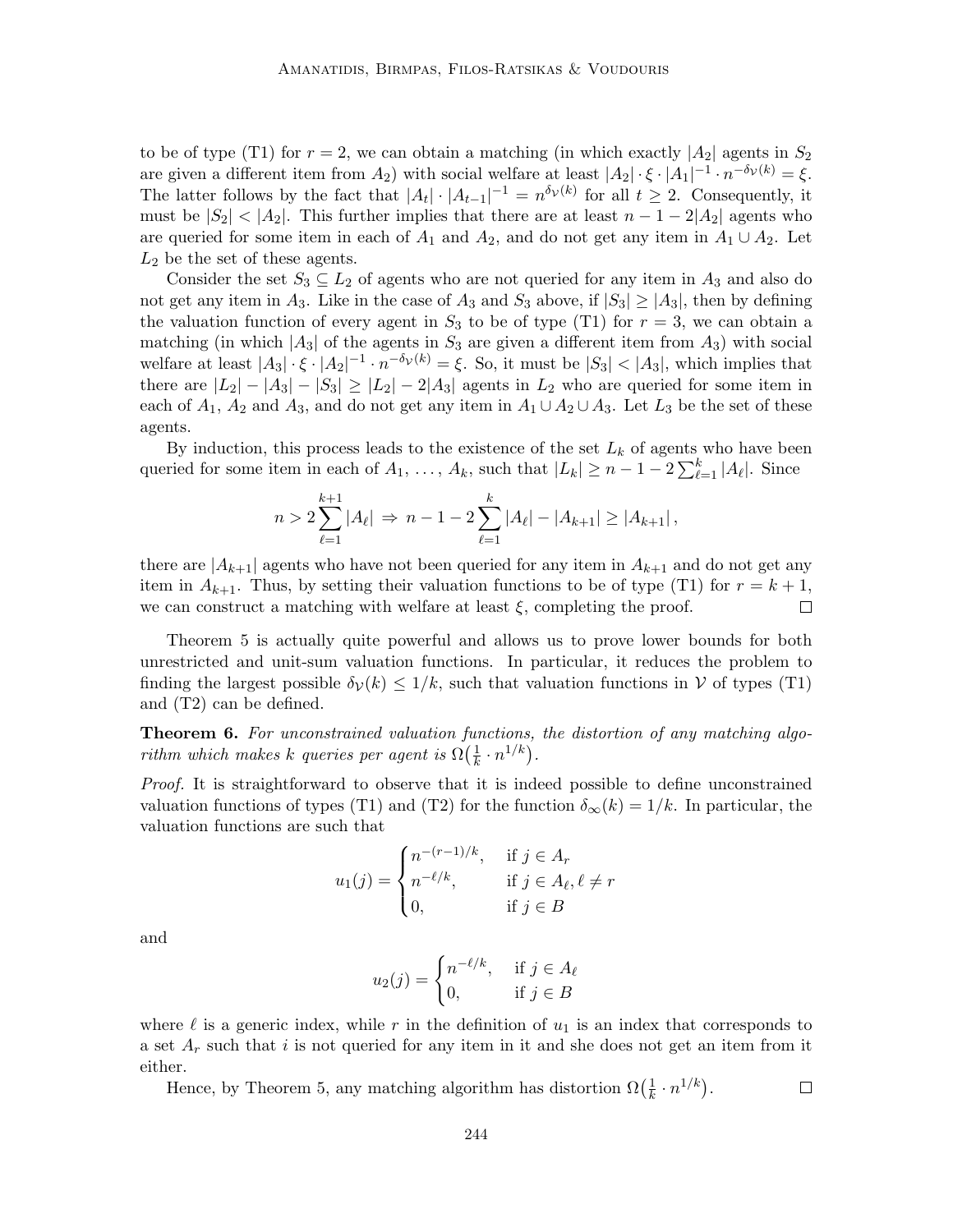to be of type (T1) for $r = 2$, we can obtain a matching (in which exactly $|A_2|$ agents in $S_2$ are given a different item from $A_2$) with social welfare at least $|A_2| \cdot \xi \cdot |A_1|^{-1} \cdot n^{-\delta_\mathcal{V}(k)} = \xi$. The latter follows by the fact that $|A_t| \cdot |A_{t-1}|^{-1} = n^{\delta_\mathcal{V}(k)}$ for all $t \geq 2$. Consequently, it must be $|S_2| < |A_2|$. This further implies that there are at least $n - 1 - 2|A_2|$ agents who are queried for some item in each of $A_1$ and $A_2$, and do not get any item in $A_1 \cup A_2$. Let $L_2$ be the set of these agents.

Consider the set $S_3 \subseteq L_2$ of agents who are not queried for any item in $A_3$ and also do not get any item in $A_3$. Like in the case of $A_3$ and $S_3$ above, if $|S_3| \geq |A_3|$, then by defining the valuation function of every agent in $S_3$ to be of type (T1) for $r = 3$, we can obtain a matching (in which $|A_3|$ of the agents in $S_3$ are given a different item from $A_3$) with social welfare at least $|A_3| \cdot \xi \cdot |A_2|^{-1} \cdot n^{-\delta_\mathcal{V}(k)} = \xi$. So, it must be $|S_3| < |A_3|$, which implies that there are $|L_2| - |A_3| - |S_3| \geq |L_2| - 2|A_3|$ agents in $L_2$ who are queried for some item in each of $A_1$, $A_2$ and $A_3$, and do not get any item in $A_1 \cup A_2 \cup A_3$. Let $L_3$ be the set of these agents.

By induction, this process leads to the existence of the set $L_k$ of agents who have been queried for some item in each of $A_1, \ldots, A_k$, such that $|L_k| \geq n - 1 - 2\sum_{\ell=1}^{k} |A_\ell|$. Since

$$n > 2\sum_{\ell=1}^{k+1} |A_\ell| \;\Rightarrow\; n - 1 - 2\sum_{\ell=1}^{k} |A_\ell| - |A_{k+1}| \geq |A_{k+1}|,$$

there are $|A_{k+1}|$ agents who have not been queried for any item in $A_{k+1}$ and do not get any item in $A_{k+1}$. Thus, by setting their valuation functions to be of type (T1) for $r = k+1$, we can construct a matching with welfare at least $\xi$, completing the proof. ◻

Theorem 5 is actually quite powerful and allows us to prove lower bounds for both unrestricted and unit-sum valuation functions. In particular, it reduces the problem to finding the largest possible $\delta_\mathcal{V}(k) \leq 1/k$, such that valuation functions in $\mathcal{V}$ of types (T1) and (T2) can be defined.

**Theorem 6.** *For unconstrained valuation functions, the distortion of any matching algorithm which makes $k$ queries per agent is $\Omega\big(\frac{1}{k} \cdot n^{1/k}\big)$.*

*Proof.* It is straightforward to observe that it is indeed possible to define unconstrained valuation functions of types (T1) and (T2) for the function $\delta_\infty(k) = 1/k$. In particular, the valuation functions are such that

$$u_1(j) = \begin{cases} n^{-(r-1)/k}, & \text{if } j \in A_r \\ n^{-\ell/k}, & \text{if } j \in A_\ell, \ell \neq r \\ 0, & \text{if } j \in B \end{cases}$$

and

$$u_2(j) = \begin{cases} n^{-\ell/k}, & \text{if } j \in A_\ell \\ 0, & \text{if } j \in B \end{cases}$$

where $\ell$ is a generic index, while $r$ in the definition of $u_1$ is an index that corresponds to a set $A_r$ such that $i$ is not queried for any item in it and she does not get an item from it either.

Hence, by Theorem 5, any matching algorithm has distortion $\Omega\big(\frac{1}{k} \cdot n^{1/k}\big)$. ◻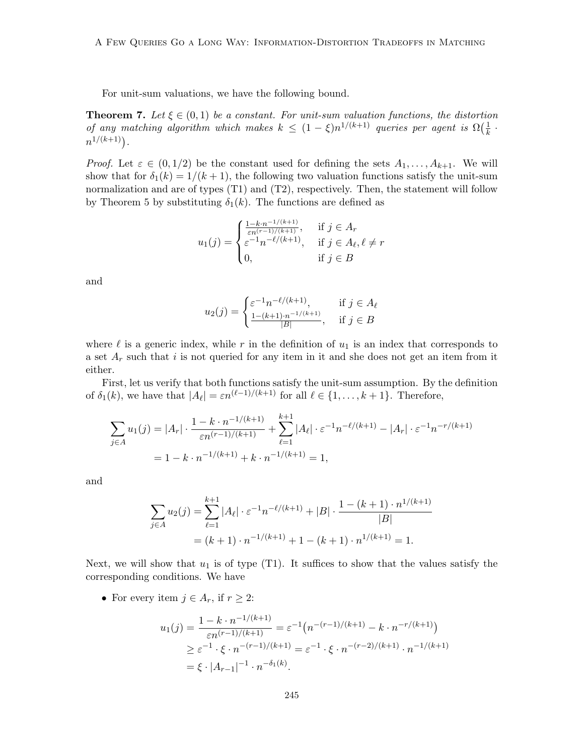For unit-sum valuations, we have the following bound.

**Theorem 7.** *Let $\xi \in (0,1)$ be a constant. For unit-sum valuation functions, the distortion of any matching algorithm which makes $k \leq (1-\xi)n^{1/(k+1)}$ queries per agent is $\Omega\big(\frac{1}{k} \cdot n^{1/(k+1)}\big)$.*

*Proof.* Let $\varepsilon \in (0, 1/2)$ be the constant used for defining the sets $A_1, \dots, A_{k+1}$. We will show that for $\delta_1(k) = 1/(k+1)$, the following two valuation functions satisfy the unit-sum normalization and are of types (T1) and (T2), respectively. Then, the statement will follow by Theorem 5 by substituting $\delta_1(k)$. The functions are defined as

$$u_1(j) = \begin{cases} \frac{1-k\cdot n^{-1/(k+1)}}{\varepsilon n^{(r-1)/(k+1)}}, & \text{if } j \in A_r \\ \varepsilon^{-1} n^{-\ell/(k+1)}, & \text{if } j \in A_\ell, \ell \neq r \\ 0, & \text{if } j \in B \end{cases}$$

and

$$u_2(j) = \begin{cases} \varepsilon^{-1} n^{-\ell/(k+1)}, & \text{if } j \in A_\ell \\ \frac{1-(k+1)\cdot n^{-1/(k+1)}}{|B|}, & \text{if } j \in B \end{cases}$$

where $\ell$ is a generic index, while $r$ in the definition of $u_1$ is an index that corresponds to a set $A_r$ such that $i$ is not queried for any item in it and she does not get an item from it either.

First, let us verify that both functions satisfy the unit-sum assumption. By the definition of $\delta_1(k)$, we have that $|A_\ell| = \varepsilon n^{(\ell-1)/(k+1)}$ for all $\ell \in \{1, \dots, k+1\}$. Therefore,

$$\begin{aligned} \sum_{j \in A} u_1(j) &= |A_r| \cdot \frac{1-k\cdot n^{-1/(k+1)}}{\varepsilon n^{(r-1)/(k+1)}} + \sum_{\ell=1}^{k+1} |A_\ell| \cdot \varepsilon^{-1} n^{-\ell/(k+1)} - |A_r| \cdot \varepsilon^{-1} n^{-r/(k+1)} \\ &= 1 - k \cdot n^{-1/(k+1)} + k \cdot n^{-1/(k+1)} = 1, \end{aligned}$$

and

$$\begin{aligned} \sum_{j \in A} u_2(j) &= \sum_{\ell=1}^{k+1} |A_\ell| \cdot \varepsilon^{-1} n^{-\ell/(k+1)} + |B| \cdot \frac{1-(k+1)\cdot n^{1/(k+1)}}{|B|} \\ &= (k+1) \cdot n^{-1/(k+1)} + 1 - (k+1) \cdot n^{1/(k+1)} = 1. \end{aligned}$$

Next, we will show that $u_1$ is of type (T1). It suffices to show that the values satisfy the corresponding conditions. We have

- For every item $j \in A_r$, if $r \geq 2$:

$$\begin{aligned} u_1(j) &= \frac{1-k\cdot n^{-1/(k+1)}}{\varepsilon n^{(r-1)/(k+1)}} = \varepsilon^{-1}\big(n^{-(r-1)/(k+1)} - k \cdot n^{-r/(k+1)}\big) \\ &\geq \varepsilon^{-1} \cdot \xi \cdot n^{-(r-1)/(k+1)} = \varepsilon^{-1} \cdot \xi \cdot n^{-(r-2)/(k+1)} \cdot n^{-1/(k+1)} \\ &= \xi \cdot |A_{r-1}|^{-1} \cdot n^{-\delta_1(k)}. \end{aligned}$$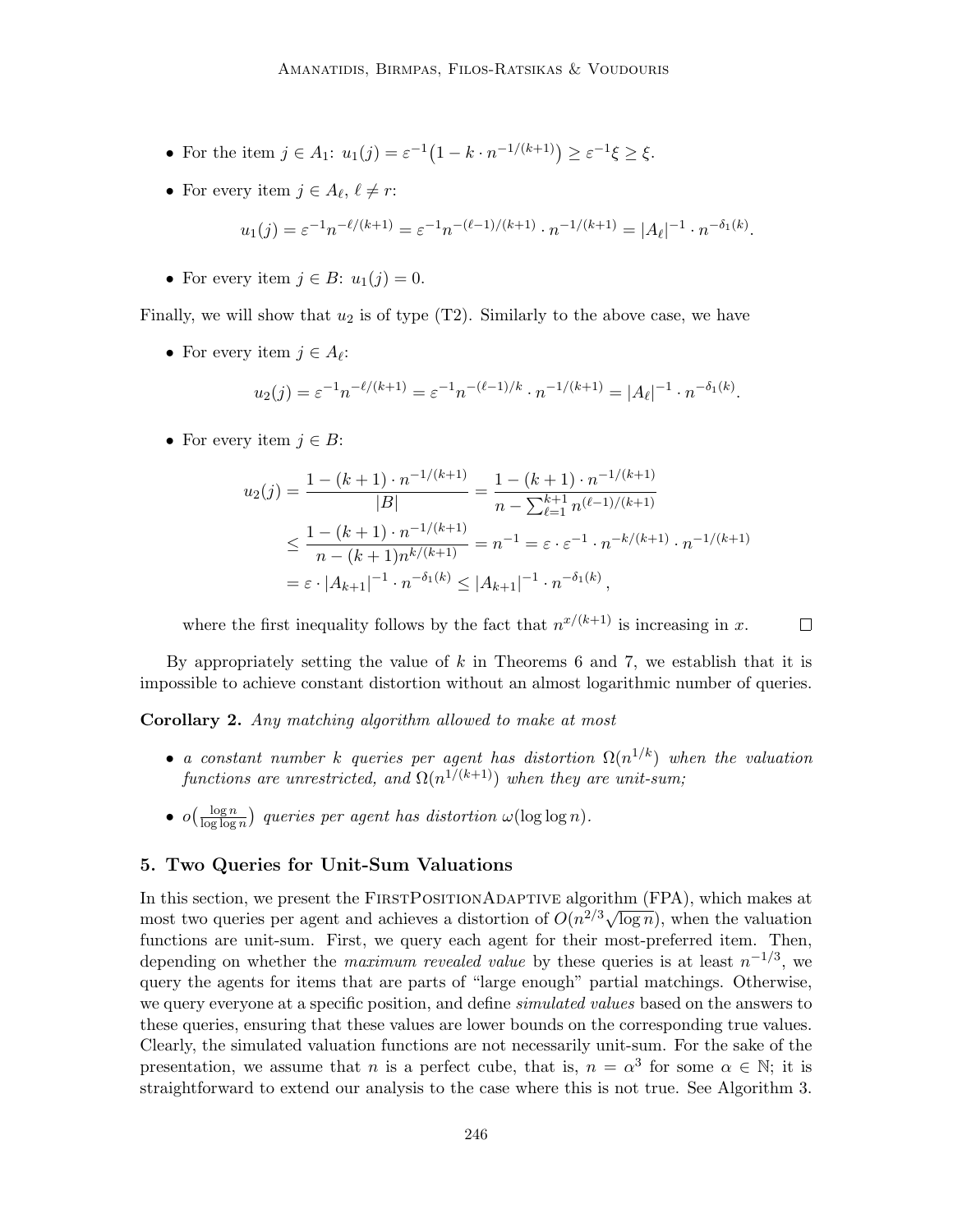- For the item $j \in A_1$: $u_1(j) = \varepsilon^{-1}\big(1 - k \cdot n^{-1/(k+1)}\big) \geq \varepsilon^{-1}\xi \geq \xi$.
- For every item $j \in A_\ell$, $\ell \neq r$:

$$u_1(j) = \varepsilon^{-1} n^{-\ell/(k+1)} = \varepsilon^{-1} n^{-(\ell-1)/(k+1)} \cdot n^{-1/(k+1)} = |A_\ell|^{-1} \cdot n^{-\delta_1(k)}.$$

- For every item $j \in B$: $u_1(j) = 0$.

Finally, we will show that $u_2$ is of type (T2). Similarly to the above case, we have

- For every item $j \in A_\ell$:

$$u_2(j) = \varepsilon^{-1} n^{-\ell/(k+1)} = \varepsilon^{-1} n^{-(\ell-1)/k} \cdot n^{-1/(k+1)} = |A_\ell|^{-1} \cdot n^{-\delta_1(k)}.$$

- For every item $j \in B$:

$$\begin{aligned}
u_2(j) = \frac{1 - (k+1) \cdot n^{-1/(k+1)}}{|B|} &= \frac{1 - (k+1) \cdot n^{-1/(k+1)}}{n - \sum_{\ell=1}^{k+1} n^{(\ell-1)/(k+1)}} \\
&\leq \frac{1 - (k+1) \cdot n^{-1/(k+1)}}{n - (k+1) n^{k/(k+1)}} = n^{-1} = \varepsilon \cdot \varepsilon^{-1} \cdot n^{-k/(k+1)} \cdot n^{-1/(k+1)} \\
&= \varepsilon \cdot |A_{k+1}|^{-1} \cdot n^{-\delta_1(k)} \leq |A_{k+1}|^{-1} \cdot n^{-\delta_1(k)},
\end{aligned}$$

where the first inequality follows by the fact that $n^{x/(k+1)}$ is increasing in $x$. $\square$

By appropriately setting the value of $k$ in Theorems 6 and 7, we establish that it is impossible to achieve constant distortion without an almost logarithmic number of queries.

**Corollary 2.** *Any matching algorithm allowed to make at most*

- *a constant number $k$ queries per agent has distortion $\Omega(n^{1/k})$ when the valuation functions are unrestricted, and $\Omega(n^{1/(k+1)})$ when they are unit-sum;*
- *$o\big(\frac{\log n}{\log \log n}\big)$ queries per agent has distortion $\omega(\log \log n)$.*

## 5. Two Queries for Unit-Sum Valuations

In this section, we present the FirstPositionAdaptive algorithm (FPA), which makes at most two queries per agent and achieves a distortion of $O(n^{2/3}\sqrt{\log n})$, when the valuation functions are unit-sum. First, we query each agent for their most-preferred item. Then, depending on whether the *maximum revealed value* by these queries is at least $n^{-1/3}$, we query the agents for items that are parts of "large enough" partial matchings. Otherwise, we query everyone at a specific position, and define *simulated values* based on the answers to these queries, ensuring that these values are lower bounds on the corresponding true values. Clearly, the simulated valuation functions are not necessarily unit-sum. For the sake of the presentation, we assume that $n$ is a perfect cube, that is, $n = \alpha^3$ for some $\alpha \in \mathbb{N}$; it is straightforward to extend our analysis to the case where this is not true. See Algorithm 3.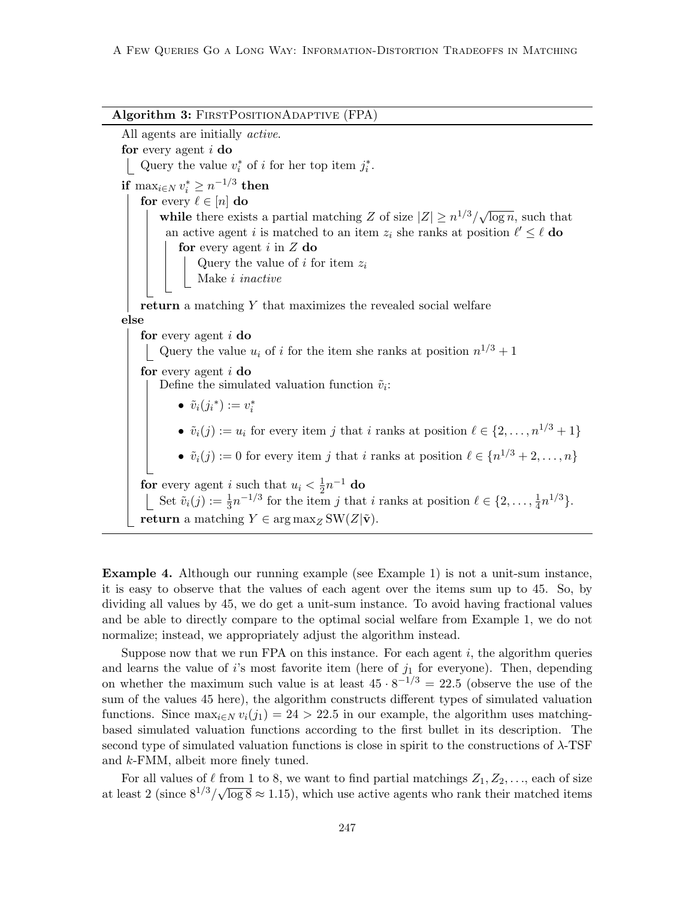**Algorithm 3:** FirstPositionAdaptive (FPA)

All agents are initially *active*.

**for** every agent $i$ **do**

  Query the value $v_i^*$ of $i$ for her top item $j_i^*$.

**if** $\max_{i \in N} v_i^* \geq n^{-1/3}$ **then**

  **for** every $\ell \in [n]$ **do**

    **while** there exists a partial matching $Z$ of size $|Z| \geq n^{1/3}/\sqrt{\log n}$, such that an active agent $i$ is matched to an item $z_i$ she ranks at position $\ell' \leq \ell$ **do**

      **for** every agent $i$ in $Z$ **do**

        Query the value of $i$ for item $z_i$

        Make $i$ *inactive*

  **return** a matching $Y$ that maximizes the revealed social welfare

**else**

  **for** every agent $i$ **do**

    Query the value $u_i$ of $i$ for the item she ranks at position $n^{1/3} + 1$

  **for** every agent $i$ **do**

    Define the simulated valuation function $\tilde{v}_i$:

    - $\tilde{v}_i(j_i{}^*) := v_i^*$
    - $\tilde{v}_i(j) := u_i$ for every item $j$ that $i$ ranks at position $\ell \in \{2, \ldots, n^{1/3} + 1\}$
    - $\tilde{v}_i(j) := 0$ for every item $j$ that $i$ ranks at position $\ell \in \{n^{1/3} + 2, \ldots, n\}$

  **for** every agent $i$ such that $u_i < \frac{1}{2}n^{-1}$ **do**

    Set $\tilde{v}_i(j) := \frac{1}{3}n^{-1/3}$ for the item $j$ that $i$ ranks at position $\ell \in \{2, \ldots, \frac{1}{4}n^{1/3}\}$.

  **return** a matching $Y \in \arg\max_Z \text{SW}(Z|\tilde{\mathbf{v}})$.

**Example 4.** Although our running example (see Example 1) is not a unit-sum instance, it is easy to observe that the values of each agent over the items sum up to 45. So, by dividing all values by 45, we do get a unit-sum instance. To avoid having fractional values and be able to directly compare to the optimal social welfare from Example 1, we do not normalize; instead, we appropriately adjust the algorithm instead.

Suppose now that we run FPA on this instance. For each agent $i$, the algorithm queries and learns the value of $i$'s most favorite item (here of $j_1$ for everyone). Then, depending on whether the maximum such value is at least $45 \cdot 8^{-1/3} = 22.5$ (observe the use of the sum of the values 45 here), the algorithm constructs different types of simulated valuation functions. Since $\max_{i \in N} v_i(j_1) = 24 > 22.5$ in our example, the algorithm uses matching-based simulated valuation functions according to the first bullet in its description. The second type of simulated valuation functions is close in spirit to the constructions of $\lambda$-TSF and $k$-FMM, albeit more finely tuned.

For all values of $\ell$ from 1 to 8, we want to find partial matchings $Z_1, Z_2, \ldots$, each of size at least 2 (since $8^{1/3}/\sqrt{\log 8} \approx 1.15$), which use active agents who rank their matched items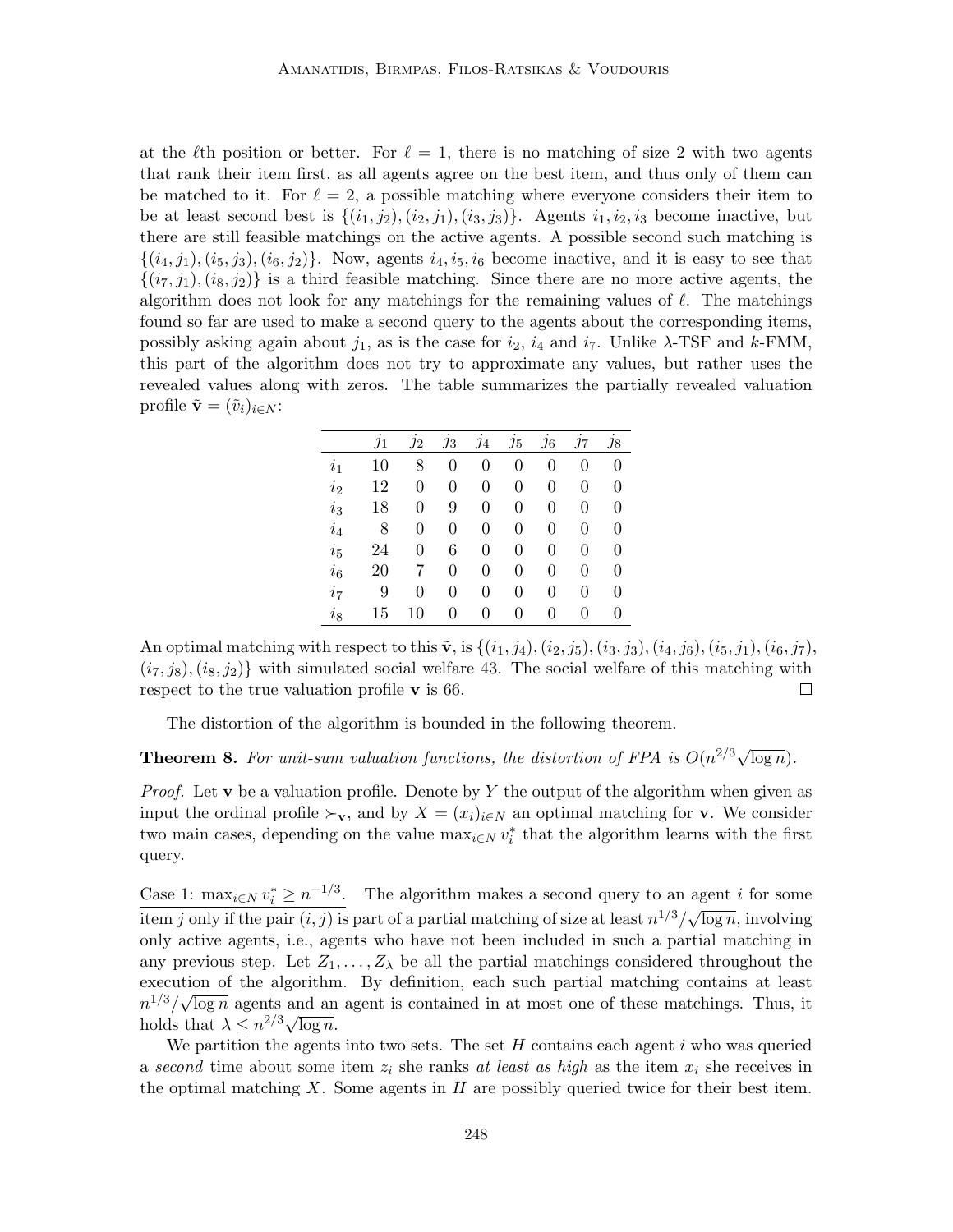at the $\ell$th position or better. For $\ell = 1$, there is no matching of size 2 with two agents that rank their item first, as all agents agree on the best item, and thus only of them can be matched to it. For $\ell = 2$, a possible matching where everyone considers their item to be at least second best is $\{(i_1, j_2), (i_2, j_1), (i_3, j_3)\}$. Agents $i_1, i_2, i_3$ become inactive, but there are still feasible matchings on the active agents. A possible second such matching is $\{(i_4, j_1), (i_5, j_3), (i_6, j_2)\}$. Now, agents $i_4, i_5, i_6$ become inactive, and it is easy to see that $\{(i_7, j_1), (i_8, j_2)\}$ is a third feasible matching. Since there are no more active agents, the algorithm does not look for any matchings for the remaining values of $\ell$. The matchings found so far are used to make a second query to the agents about the corresponding items, possibly asking again about $j_1$, as is the case for $i_2$, $i_4$ and $i_7$. Unlike $\lambda$-TSF and $k$-FMM, this part of the algorithm does not try to approximate any values, but rather uses the revealed values along with zeros. The table summarizes the partially revealed valuation profile $\tilde{\mathbf{v}} = (\tilde{v}_i)_{i \in N}$:

| | $j_1$ | $j_2$ | $j_3$ | $j_4$ | $j_5$ | $j_6$ | $j_7$ | $j_8$ |
|---|---|---|---|---|---|---|---|---|
| $i_1$ | 10 | 8 | 0 | 0 | 0 | 0 | 0 | 0 |
| $i_2$ | 12 | 0 | 0 | 0 | 0 | 0 | 0 | 0 |
| $i_3$ | 18 | 0 | 9 | 0 | 0 | 0 | 0 | 0 |
| $i_4$ | 8 | 0 | 0 | 0 | 0 | 0 | 0 | 0 |
| $i_5$ | 24 | 0 | 6 | 0 | 0 | 0 | 0 | 0 |
| $i_6$ | 20 | 7 | 0 | 0 | 0 | 0 | 0 | 0 |
| $i_7$ | 9 | 0 | 0 | 0 | 0 | 0 | 0 | 0 |
| $i_8$ | 15 | 10 | 0 | 0 | 0 | 0 | 0 | 0 |

An optimal matching with respect to this $\tilde{\mathbf{v}}$, is $\{(i_1, j_4), (i_2, j_5), (i_3, j_3), (i_4, j_6), (i_5, j_1), (i_6, j_7), (i_7, j_8), (i_8, j_2)\}$ with simulated social welfare 43. The social welfare of this matching with respect to the true valuation profile $\mathbf{v}$ is 66. $\square$

The distortion of the algorithm is bounded in the following theorem.

**Theorem 8.** *For unit-sum valuation functions, the distortion of FPA is $O(n^{2/3}\sqrt{\log n})$.*

*Proof.* Let $\mathbf{v}$ be a valuation profile. Denote by $Y$ the output of the algorithm when given as input the ordinal profile $\succ_{\mathbf{v}}$, and by $X = (x_i)_{i \in N}$ an optimal matching for $\mathbf{v}$. We consider two main cases, depending on the value $\max_{i \in N} v_i^*$ that the algorithm learns with the first query.

Case 1: $\max_{i \in N} v_i^* \geq n^{-1/3}$. The algorithm makes a second query to an agent $i$ for some item $j$ only if the pair $(i, j)$ is part of a partial matching of size at least $n^{1/3}/\sqrt{\log n}$, involving only active agents, i.e., agents who have not been included in such a partial matching in any previous step. Let $Z_1, \dots, Z_\lambda$ be all the partial matchings considered throughout the execution of the algorithm. By definition, each such partial matching contains at least $n^{1/3}/\sqrt{\log n}$ agents and an agent is contained in at most one of these matchings. Thus, it holds that $\lambda \leq n^{2/3}\sqrt{\log n}$.

We partition the agents into two sets. The set $H$ contains each agent $i$ who was queried a *second* time about some item $z_i$ she ranks *at least as high* as the item $x_i$ she receives in the optimal matching $X$. Some agents in $H$ are possibly queried twice for their best item.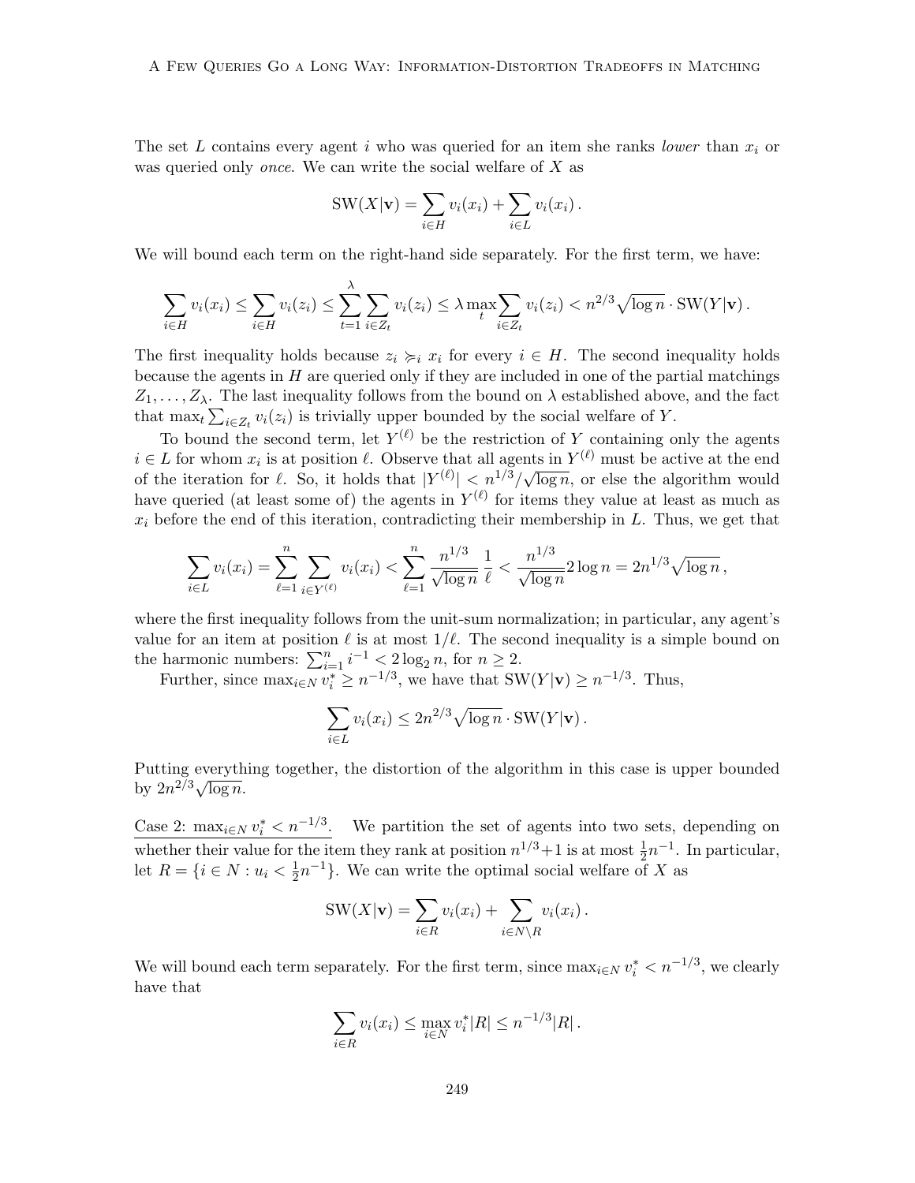The set $L$ contains every agent $i$ who was queried for an item she ranks *lower* than $x_i$ or was queried only *once*. We can write the social welfare of $X$ as

$$\mathrm{SW}(X|\mathbf{v}) = \sum_{i \in H} v_i(x_i) + \sum_{i \in L} v_i(x_i)\,.$$

We will bound each term on the right-hand side separately. For the first term, we have:

$$\sum_{i \in H} v_i(x_i) \leq \sum_{i \in H} v_i(z_i) \leq \sum_{t=1}^{\lambda} \sum_{i \in Z_t} v_i(z_i) \leq \lambda \max_t \sum_{i \in Z_t} v_i(z_i) < n^{2/3}\sqrt{\log n} \cdot \mathrm{SW}(Y|\mathbf{v})\,.$$

The first inequality holds because $z_i \succcurlyeq_i x_i$ for every $i \in H$. The second inequality holds because the agents in $H$ are queried only if they are included in one of the partial matchings $Z_1, \ldots, Z_\lambda$. The last inequality follows from the bound on $\lambda$ established above, and the fact that $\max_t \sum_{i \in Z_t} v_i(z_i)$ is trivially upper bounded by the social welfare of $Y$.

To bound the second term, let $Y^{(\ell)}$ be the restriction of $Y$ containing only the agents $i \in L$ for whom $x_i$ is at position $\ell$. Observe that all agents in $Y^{(\ell)}$ must be active at the end of the iteration for $\ell$. So, it holds that $|Y^{(\ell)}| < n^{1/3}/\sqrt{\log n}$, or else the algorithm would have queried (at least some of) the agents in $Y^{(\ell)}$ for items they value at least as much as $x_i$ before the end of this iteration, contradicting their membership in $L$. Thus, we get that

$$\sum_{i \in L} v_i(x_i) = \sum_{\ell=1}^{n} \sum_{i \in Y^{(\ell)}} v_i(x_i) < \sum_{\ell=1}^{n} \frac{n^{1/3}}{\sqrt{\log n}} \frac{1}{\ell} < \frac{n^{1/3}}{\sqrt{\log n}} 2 \log n = 2n^{1/3}\sqrt{\log n}\,,$$

where the first inequality follows from the unit-sum normalization; in particular, any agent's value for an item at position $\ell$ is at most $1/\ell$. The second inequality is a simple bound on the harmonic numbers: $\sum_{i=1}^{n} i^{-1} < 2\log_2 n$, for $n \geq 2$.

Further, since $\max_{i \in N} v_i^* \geq n^{-1/3}$, we have that $\mathrm{SW}(Y|\mathbf{v}) \geq n^{-1/3}$. Thus,

$$\sum_{i \in L} v_i(x_i) \leq 2n^{2/3}\sqrt{\log n} \cdot \mathrm{SW}(Y|\mathbf{v})\,.$$

Putting everything together, the distortion of the algorithm in this case is upper bounded by $2n^{2/3}\sqrt{\log n}$.

Case 2: $\max_{i \in N} v_i^* < n^{-1/3}$. We partition the set of agents into two sets, depending on whether their value for the item they rank at position $n^{1/3}+1$ is at most $\frac{1}{2}n^{-1}$. In particular, let $R = \{i \in N : u_i < \frac{1}{2}n^{-1}\}$. We can write the optimal social welfare of $X$ as

$$\mathrm{SW}(X|\mathbf{v}) = \sum_{i \in R} v_i(x_i) + \sum_{i \in N \setminus R} v_i(x_i)\,.$$

We will bound each term separately. For the first term, since $\max_{i \in N} v_i^* < n^{-1/3}$, we clearly have that

$$\sum_{i \in R} v_i(x_i) \leq \max_{i \in N} v_i^* |R| \leq n^{-1/3}|R|\,.$$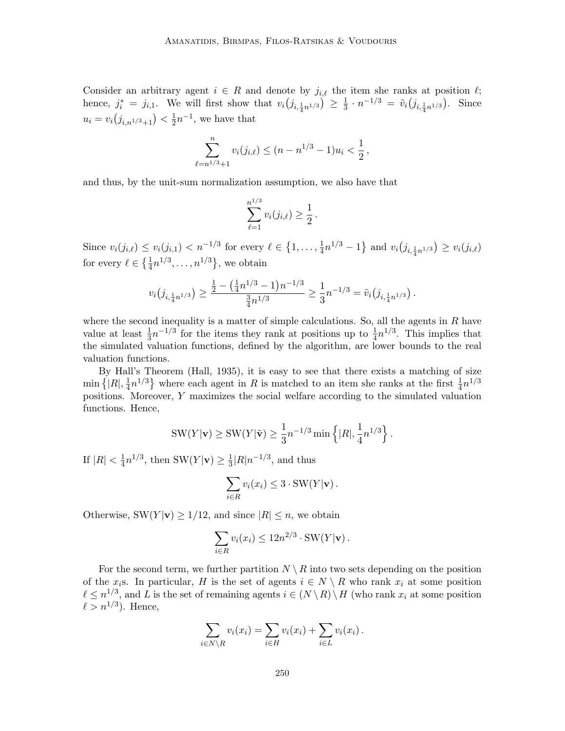Consider an arbitrary agent $i \in R$ and denote by $j_{i,\ell}$ the item she ranks at position $\ell$; hence, $j_i^* = j_{i,1}$. We will first show that $v_i\big(j_{i,\frac{1}{4}n^{1/3}}\big) \geq \frac{1}{3} \cdot n^{-1/3} = \tilde{v}_i\big(j_{i,\frac{1}{4}n^{1/3}}\big)$. Since $u_i = v_i\big(j_{i,n^{1/3}+1}\big) < \frac{1}{2}n^{-1}$, we have that

$$\sum_{\ell=n^{1/3}+1}^{n} v_i(j_{i,\ell}) \leq (n - n^{1/3} - 1)u_i < \frac{1}{2}\,,$$

and thus, by the unit-sum normalization assumption, we also have that

$$\sum_{\ell=1}^{n^{1/3}} v_i(j_{i,\ell}) \geq \frac{1}{2}\,.$$

Since $v_i(j_{i,\ell}) \leq v_i(j_{i,1}) < n^{-1/3}$ for every $\ell \in \big\{1, \ldots, \frac{1}{4}n^{1/3} - 1\big\}$ and $v_i\big(j_{i,\frac{1}{4}n^{1/3}}\big) \geq v_i(j_{i,\ell})$ for every $\ell \in \big\{\frac{1}{4}n^{1/3}, \ldots, n^{1/3}\big\}$, we obtain

$$v_i\big(j_{i,\frac{1}{4}n^{1/3}}\big) \geq \frac{\frac{1}{2} - \big(\frac{1}{4}n^{1/3} - 1\big)n^{-1/3}}{\frac{3}{4}n^{1/3}} \geq \frac{1}{3}n^{-1/3} = \tilde{v}_i\big(j_{i,\frac{1}{4}n^{1/3}}\big)\,.$$

where the second inequality is a matter of simple calculations. So, all the agents in $R$ have value at least $\frac{1}{3}n^{-1/3}$ for the items they rank at positions up to $\frac{1}{4}n^{1/3}$. This implies that the simulated valuation functions, defined by the algorithm, are lower bounds to the real valuation functions.

By Hall's Theorem (Hall, 1935), it is easy to see that there exists a matching of size $\min\big\{|R|, \frac{1}{4}n^{1/3}\big\}$ where each agent in $R$ is matched to an item she ranks at the first $\frac{1}{4}n^{1/3}$ positions. Moreover, $Y$ maximizes the social welfare according to the simulated valuation functions. Hence,

$$\text{SW}(Y|\mathbf{v}) \geq \text{SW}(Y|\tilde{\mathbf{v}}) \geq \frac{1}{3}n^{-1/3}\min\Big\{|R|, \frac{1}{4}n^{1/3}\Big\}\,.$$

If $|R| < \frac{1}{4}n^{1/3}$, then $\text{SW}(Y|\mathbf{v}) \geq \frac{1}{3}|R|n^{-1/3}$, and thus

$$\sum_{i\in R} v_i(x_i) \leq 3 \cdot \text{SW}(Y|\mathbf{v})\,.$$

Otherwise, $\text{SW}(Y|\mathbf{v}) \geq 1/12$, and since $|R| \leq n$, we obtain

$$\sum_{i\in R} v_i(x_i) \leq 12n^{2/3} \cdot \text{SW}(Y|\mathbf{v})\,.$$

For the second term, we further partition $N \setminus R$ into two sets depending on the position of the $x_i$s. In particular, $H$ is the set of agents $i \in N \setminus R$ who rank $x_i$ at some position $\ell \leq n^{1/3}$, and $L$ is the set of remaining agents $i \in (N \setminus R) \setminus H$ (who rank $x_i$ at some position $\ell > n^{1/3}$). Hence,

$$\sum_{i\in N\setminus R} v_i(x_i) = \sum_{i\in H} v_i(x_i) + \sum_{i\in L} v_i(x_i)\,.$$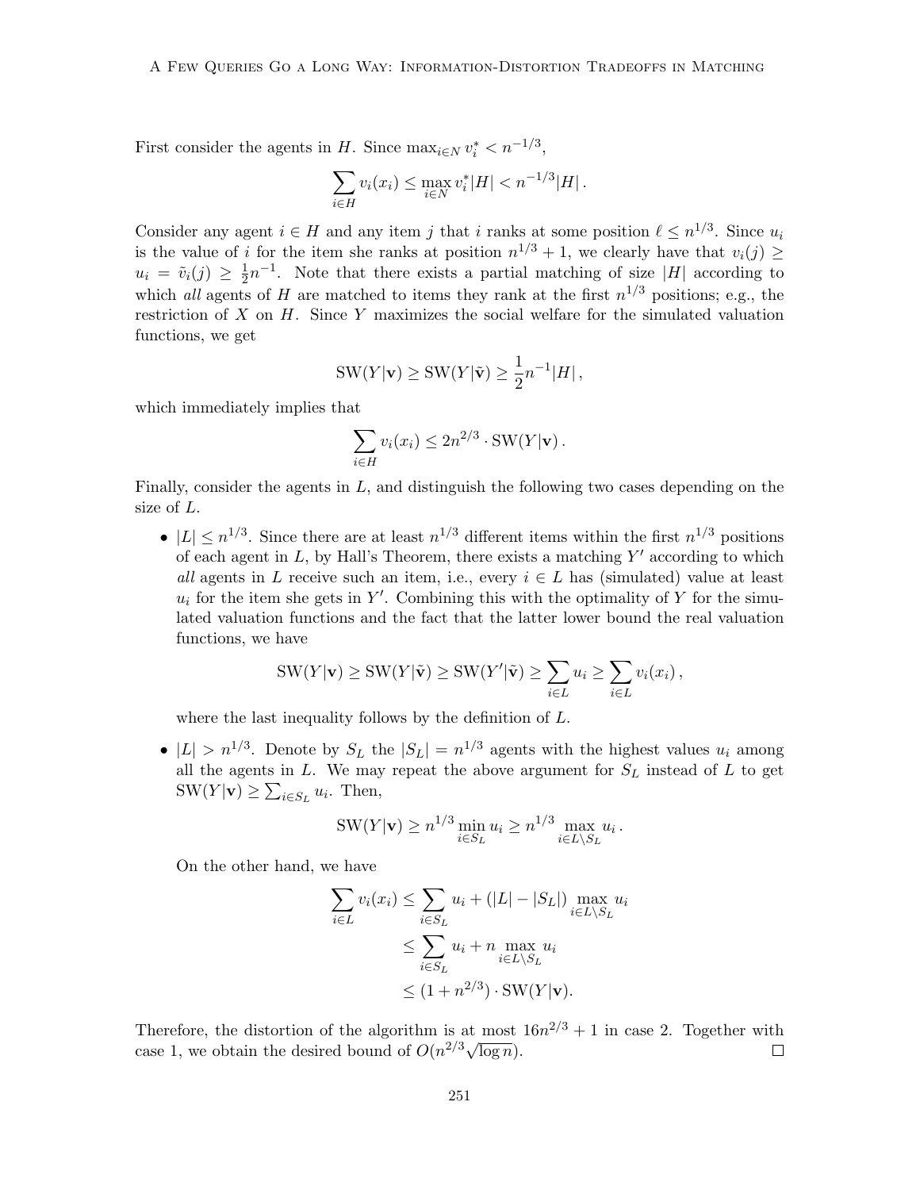First consider the agents in $H$. Since $\max_{i \in N} v_i^* < n^{-1/3}$,

$$\sum_{i \in H} v_i(x_i) \leq \max_{i \in N} v_i^* |H| < n^{-1/3}|H| \,.$$

Consider any agent $i \in H$ and any item $j$ that $i$ ranks at some position $\ell \leq n^{1/3}$. Since $u_i$ is the value of $i$ for the item she ranks at position $n^{1/3}+1$, we clearly have that $v_i(j) \geq u_i = \tilde{v}_i(j) \geq \frac{1}{2}n^{-1}$. Note that there exists a partial matching of size $|H|$ according to which *all* agents of $H$ are matched to items they rank at the first $n^{1/3}$ positions; e.g., the restriction of $X$ on $H$. Since $Y$ maximizes the social welfare for the simulated valuation functions, we get

$$\text{SW}(Y|\mathbf{v}) \geq \text{SW}(Y|\tilde{\mathbf{v}}) \geq \frac{1}{2}n^{-1}|H| \,,$$

which immediately implies that

$$\sum_{i \in H} v_i(x_i) \leq 2n^{2/3} \cdot \text{SW}(Y|\mathbf{v}) \,.$$

Finally, consider the agents in $L$, and distinguish the following two cases depending on the size of $L$.

- $|L| \leq n^{1/3}$. Since there are at least $n^{1/3}$ different items within the first $n^{1/3}$ positions of each agent in $L$, by Hall's Theorem, there exists a matching $Y'$ according to which *all* agents in $L$ receive such an item, i.e., every $i \in L$ has (simulated) value at least $u_i$ for the item she gets in $Y'$. Combining this with the optimality of $Y$ for the simulated valuation functions and the fact that the latter lower bound the real valuation functions, we have

$$\text{SW}(Y|\mathbf{v}) \geq \text{SW}(Y|\tilde{\mathbf{v}}) \geq \text{SW}(Y'|\tilde{\mathbf{v}}) \geq \sum_{i \in L} u_i \geq \sum_{i \in L} v_i(x_i) \,,$$

  where the last inequality follows by the definition of $L$.

- $|L| > n^{1/3}$. Denote by $S_L$ the $|S_L| = n^{1/3}$ agents with the highest values $u_i$ among all the agents in $L$. We may repeat the above argument for $S_L$ instead of $L$ to get $\text{SW}(Y|\mathbf{v}) \geq \sum_{i \in S_L} u_i$. Then,

$$\text{SW}(Y|\mathbf{v}) \geq n^{1/3} \min_{i \in S_L} u_i \geq n^{1/3} \max_{i \in L \setminus S_L} u_i \,.$$

  On the other hand, we have

$$\begin{aligned}
\sum_{i \in L} v_i(x_i) &\leq \sum_{i \in S_L} u_i + (|L| - |S_L|) \max_{i \in L \setminus S_L} u_i \\
&\leq \sum_{i \in S_L} u_i + n \max_{i \in L \setminus S_L} u_i \\
&\leq (1 + n^{2/3}) \cdot \text{SW}(Y|\mathbf{v}).
\end{aligned}$$

Therefore, the distortion of the algorithm is at most $16n^{2/3} + 1$ in case 2. Together with case 1, we obtain the desired bound of $O(n^{2/3}\sqrt{\log n})$. □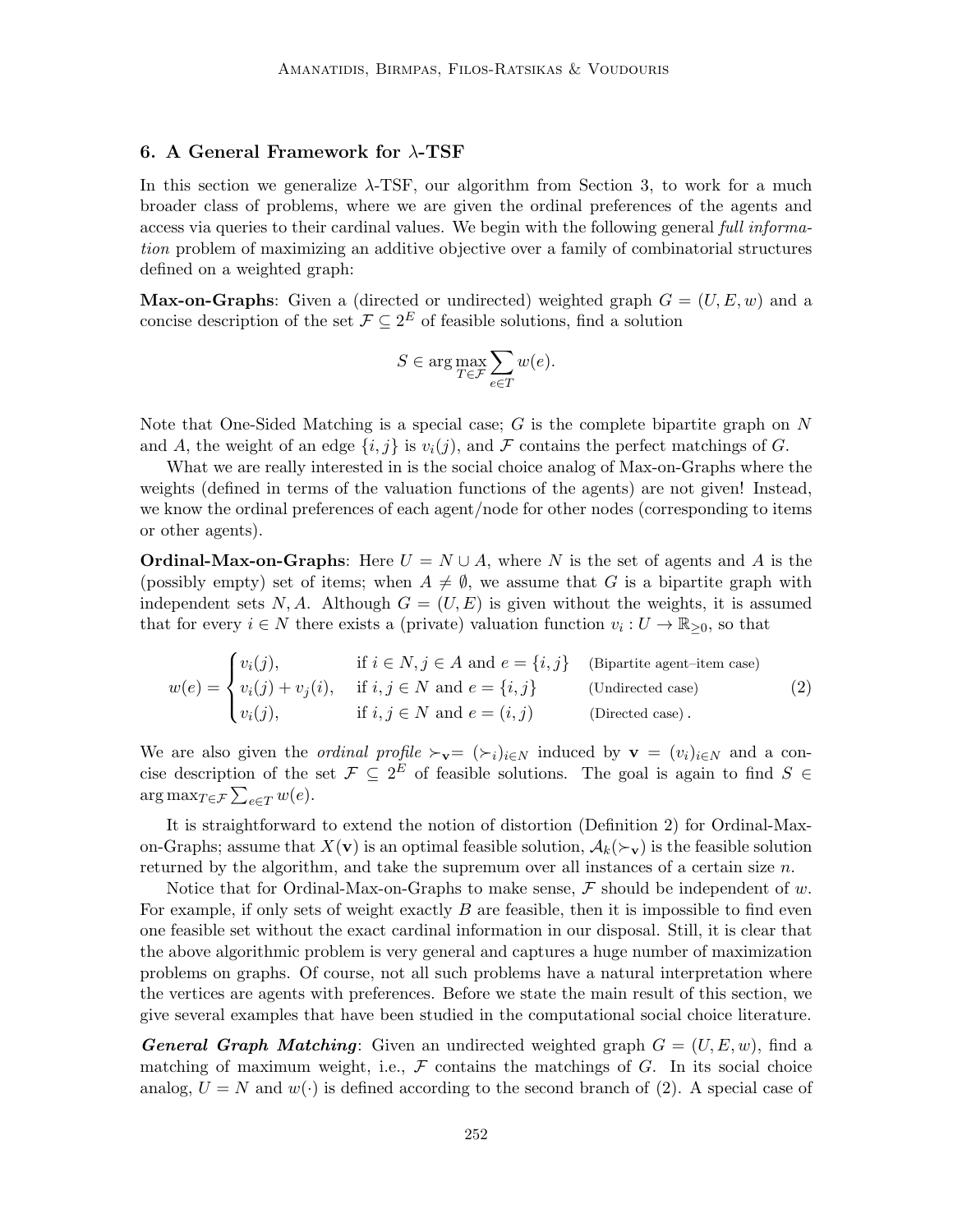## 6. A General Framework for $\lambda$-TSF

In this section we generalize $\lambda$-TSF, our algorithm from Section 3, to work for a much broader class of problems, where we are given the ordinal preferences of the agents and access via queries to their cardinal values. We begin with the following general *full information* problem of maximizing an additive objective over a family of combinatorial structures defined on a weighted graph:

**Max-on-Graphs**: Given a (directed or undirected) weighted graph $G = (U, E, w)$ and a concise description of the set $\mathcal{F} \subseteq 2^E$ of feasible solutions, find a solution

$$S \in \arg\max_{T \in \mathcal{F}} \sum_{e \in T} w(e).$$

Note that One-Sided Matching is a special case; $G$ is the complete bipartite graph on $N$ and $A$, the weight of an edge $\{i, j\}$ is $v_i(j)$, and $\mathcal{F}$ contains the perfect matchings of $G$.

What we are really interested in is the social choice analog of Max-on-Graphs where the weights (defined in terms of the valuation functions of the agents) are not given! Instead, we know the ordinal preferences of each agent/node for other nodes (corresponding to items or other agents).

**Ordinal-Max-on-Graphs**: Here $U = N \cup A$, where $N$ is the set of agents and $A$ is the (possibly empty) set of items; when $A \neq \emptyset$, we assume that $G$ is a bipartite graph with independent sets $N, A$. Although $G = (U, E)$ is given without the weights, it is assumed that for every $i \in N$ there exists a (private) valuation function $v_i : U \to \mathbb{R}_{\geq 0}$, so that

$$w(e) = \begin{cases} v_i(j), & \text{if } i \in N, j \in A \text{ and } e = \{i, j\} \quad \text{(Bipartite agent–item case)} \\ v_i(j) + v_j(i), & \text{if } i, j \in N \text{ and } e = \{i, j\} \quad \text{(Undirected case)} \\ v_i(j), & \text{if } i, j \in N \text{ and } e = (i, j) \quad \text{(Directed case)}. \end{cases} \tag{2}$$

We are also given the *ordinal profile* $\succ_{\mathbf{v}} = (\succ_i)_{i \in N}$ induced by $\mathbf{v} = (v_i)_{i \in N}$ and a concise description of the set $\mathcal{F} \subseteq 2^E$ of feasible solutions. The goal is again to find $S \in \arg\max_{T \in \mathcal{F}} \sum_{e \in T} w(e)$.

It is straightforward to extend the notion of distortion (Definition 2) for Ordinal-Max-on-Graphs; assume that $X(\mathbf{v})$ is an optimal feasible solution, $\mathcal{A}_k(\succ_{\mathbf{v}})$ is the feasible solution returned by the algorithm, and take the supremum over all instances of a certain size $n$.

Notice that for Ordinal-Max-on-Graphs to make sense, $\mathcal{F}$ should be independent of $w$. For example, if only sets of weight exactly $B$ are feasible, then it is impossible to find even one feasible set without the exact cardinal information in our disposal. Still, it is clear that the above algorithmic problem is very general and captures a huge number of maximization problems on graphs. Of course, not all such problems have a natural interpretation where the vertices are agents with preferences. Before we state the main result of this section, we give several examples that have been studied in the computational social choice literature.

***General Graph Matching***: Given an undirected weighted graph $G = (U, E, w)$, find a matching of maximum weight, i.e., $\mathcal{F}$ contains the matchings of $G$. In its social choice analog, $U = N$ and $w(\cdot)$ is defined according to the second branch of (2). A special case of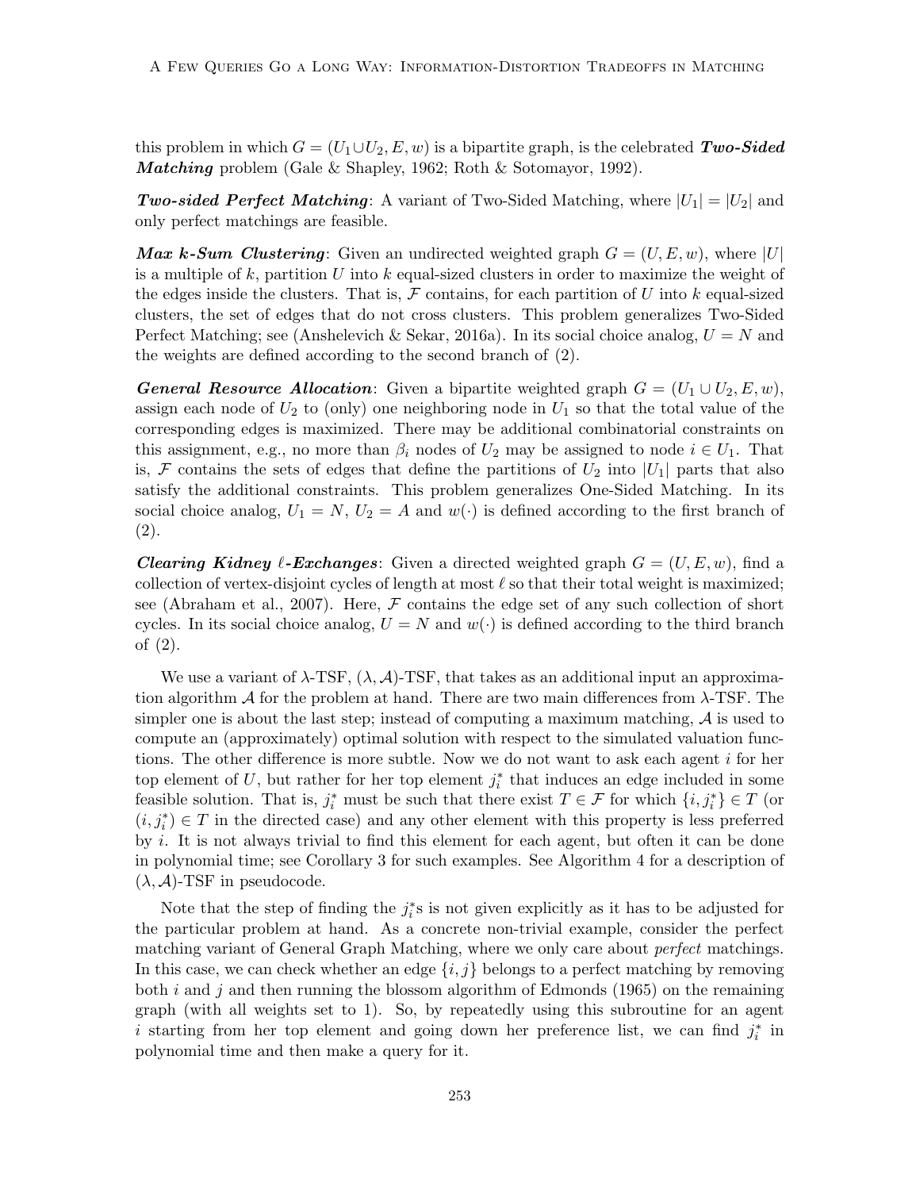this problem in which $G = (U_1 \cup U_2, E, w)$ is a bipartite graph, is the celebrated ***Two-Sided Matching*** problem (Gale & Shapley, 1962; Roth & Sotomayor, 1992).

***Two-sided Perfect Matching***: A variant of Two-Sided Matching, where $|U_1| = |U_2|$ and only perfect matchings are feasible.

***Max k-Sum Clustering***: Given an undirected weighted graph $G = (U, E, w)$, where $|U|$ is a multiple of $k$, partition $U$ into $k$ equal-sized clusters in order to maximize the weight of the edges inside the clusters. That is, $\mathcal{F}$ contains, for each partition of $U$ into $k$ equal-sized clusters, the set of edges that do not cross clusters. This problem generalizes Two-Sided Perfect Matching; see (Anshelevich & Sekar, 2016a). In its social choice analog, $U = N$ and the weights are defined according to the second branch of (2).

***General Resource Allocation***: Given a bipartite weighted graph $G = (U_1 \cup U_2, E, w)$, assign each node of $U_2$ to (only) one neighboring node in $U_1$ so that the total value of the corresponding edges is maximized. There may be additional combinatorial constraints on this assignment, e.g., no more than $\beta_i$ nodes of $U_2$ may be assigned to node $i \in U_1$. That is, $\mathcal{F}$ contains the sets of edges that define the partitions of $U_2$ into $|U_1|$ parts that also satisfy the additional constraints. This problem generalizes One-Sided Matching. In its social choice analog, $U_1 = N$, $U_2 = A$ and $w(\cdot)$ is defined according to the first branch of (2).

***Clearing Kidney $\ell$-Exchanges***: Given a directed weighted graph $G = (U, E, w)$, find a collection of vertex-disjoint cycles of length at most $\ell$ so that their total weight is maximized; see (Abraham et al., 2007). Here, $\mathcal{F}$ contains the edge set of any such collection of short cycles. In its social choice analog, $U = N$ and $w(\cdot)$ is defined according to the third branch of (2).

We use a variant of $\lambda$-TSF, $(\lambda, \mathcal{A})$-TSF, that takes as an additional input an approximation algorithm $\mathcal{A}$ for the problem at hand. There are two main differences from $\lambda$-TSF. The simpler one is about the last step; instead of computing a maximum matching, $\mathcal{A}$ is used to compute an (approximately) optimal solution with respect to the simulated valuation functions. The other difference is more subtle. Now we do not want to ask each agent $i$ for her top element of $U$, but rather for her top element $j_i^*$ that induces an edge included in some feasible solution. That is, $j_i^*$ must be such that there exist $T \in \mathcal{F}$ for which $\{i, j_i^*\} \in T$ (or $(i, j_i^*) \in T$ in the directed case) and any other element with this property is less preferred by $i$. It is not always trivial to find this element for each agent, but often it can be done in polynomial time; see Corollary 3 for such examples. See Algorithm 4 for a description of $(\lambda, \mathcal{A})$-TSF in pseudocode.

Note that the step of finding the $j_i^*$s is not given explicitly as it has to be adjusted for the particular problem at hand. As a concrete non-trivial example, consider the perfect matching variant of General Graph Matching, where we only care about *perfect* matchings. In this case, we can check whether an edge $\{i, j\}$ belongs to a perfect matching by removing both $i$ and $j$ and then running the blossom algorithm of Edmonds (1965) on the remaining graph (with all weights set to 1). So, by repeatedly using this subroutine for an agent $i$ starting from her top element and going down her preference list, we can find $j_i^*$ in polynomial time and then make a query for it.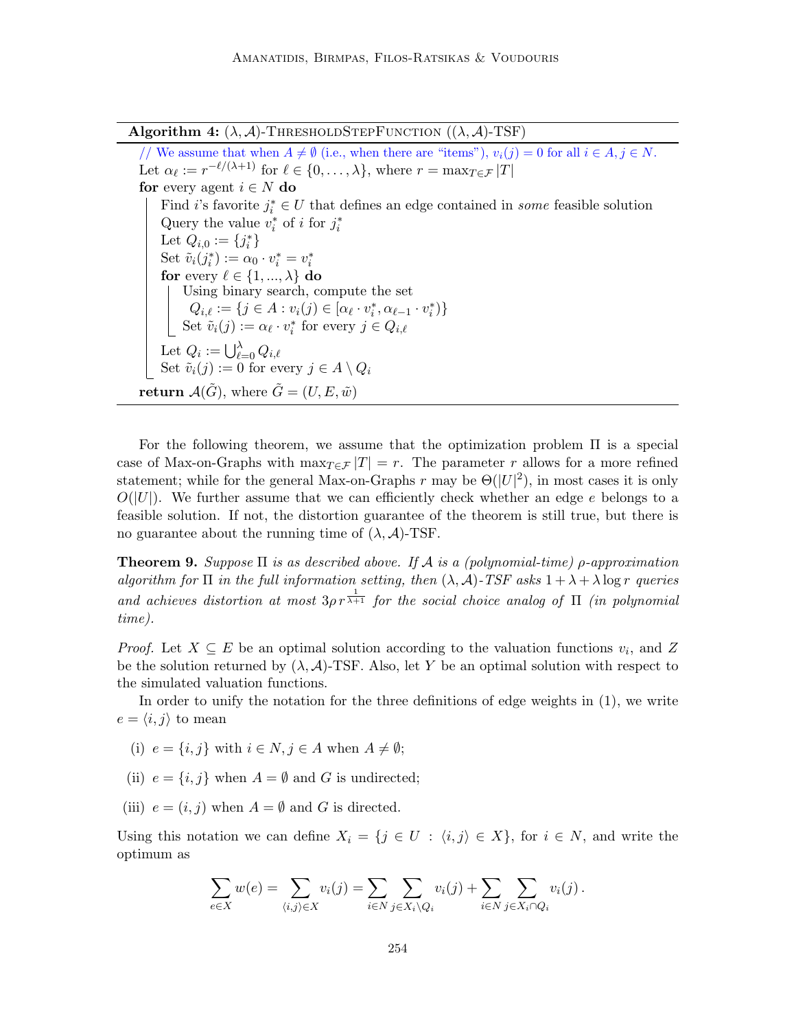**Algorithm 4:** $(\lambda, \mathcal{A})$-ThresholdStepFunction ($(\lambda, \mathcal{A})$-TSF)

```
// We assume that when A ≠ ∅ (i.e., when there are "items"), v_i(j) = 0 for all i ∈ A, j ∈ N.
Let α_ℓ := r^{-ℓ/(λ+1)} for ℓ ∈ {0, ..., λ}, where r = max_{T∈F} |T|
for every agent i ∈ N do
    Find i's favorite j*_i ∈ U that defines an edge contained in some feasible solution
    Query the value v*_i of i for j*_i
    Let Q_{i,0} := {j*_i}
    Set ṽ_i(j*_i) := α_0 · v*_i = v*_i
    for every ℓ ∈ {1, ..., λ} do
        Using binary search, compute the set
          Q_{i,ℓ} := {j ∈ A : v_i(j) ∈ [α_ℓ · v*_i, α_{ℓ-1} · v*_i)}
        Set ṽ_i(j) := α_ℓ · v*_i for every j ∈ Q_{i,ℓ}
    Let Q_i := ⋃_{ℓ=0}^{λ} Q_{i,ℓ}
    Set ṽ_i(j) := 0 for every j ∈ A \ Q_i
return A(G̃), where G̃ = (U, E, w̃)
```

For the following theorem, we assume that the optimization problem $\Pi$ is a special case of Max-on-Graphs with $\max_{T \in \mathcal{F}} |T| = r$. The parameter $r$ allows for a more refined statement; while for the general Max-on-Graphs $r$ may be $\Theta(|U|^2)$, in most cases it is only $O(|U|)$. We further assume that we can efficiently check whether an edge $e$ belongs to a feasible solution. If not, the distortion guarantee of the theorem is still true, but there is no guarantee about the running time of $(\lambda, \mathcal{A})$-TSF.

**Theorem 9.** *Suppose $\Pi$ is as described above. If $\mathcal{A}$ is a (polynomial-time) $\rho$-approximation algorithm for $\Pi$ in the full information setting, then $(\lambda, \mathcal{A})$-TSF asks $1 + \lambda + \lambda \log r$ queries and achieves distortion at most $3\rho\, r^{\frac{1}{\lambda+1}}$ for the social choice analog of $\Pi$ (in polynomial time).*

*Proof.* Let $X \subseteq E$ be an optimal solution according to the valuation functions $v_i$, and $Z$ be the solution returned by $(\lambda, \mathcal{A})$-TSF. Also, let $Y$ be an optimal solution with respect to the simulated valuation functions.

In order to unify the notation for the three definitions of edge weights in (1), we write $e = \langle i, j \rangle$ to mean

- (i) $e = \{i, j\}$ with $i \in N, j \in A$ when $A \neq \emptyset$;
- (ii) $e = \{i, j\}$ when $A = \emptyset$ and $G$ is undirected;
- (iii) $e = (i, j)$ when $A = \emptyset$ and $G$ is directed.

Using this notation we can define $X_i = \{j \in U : \langle i, j \rangle \in X\}$, for $i \in N$, and write the optimum as

$$\sum_{e \in X} w(e) = \sum_{\langle i,j \rangle \in X} v_i(j) = \sum_{i \in N} \sum_{j \in X_i \setminus Q_i} v_i(j) + \sum_{i \in N} \sum_{j \in X_i \cap Q_i} v_i(j)\,.$$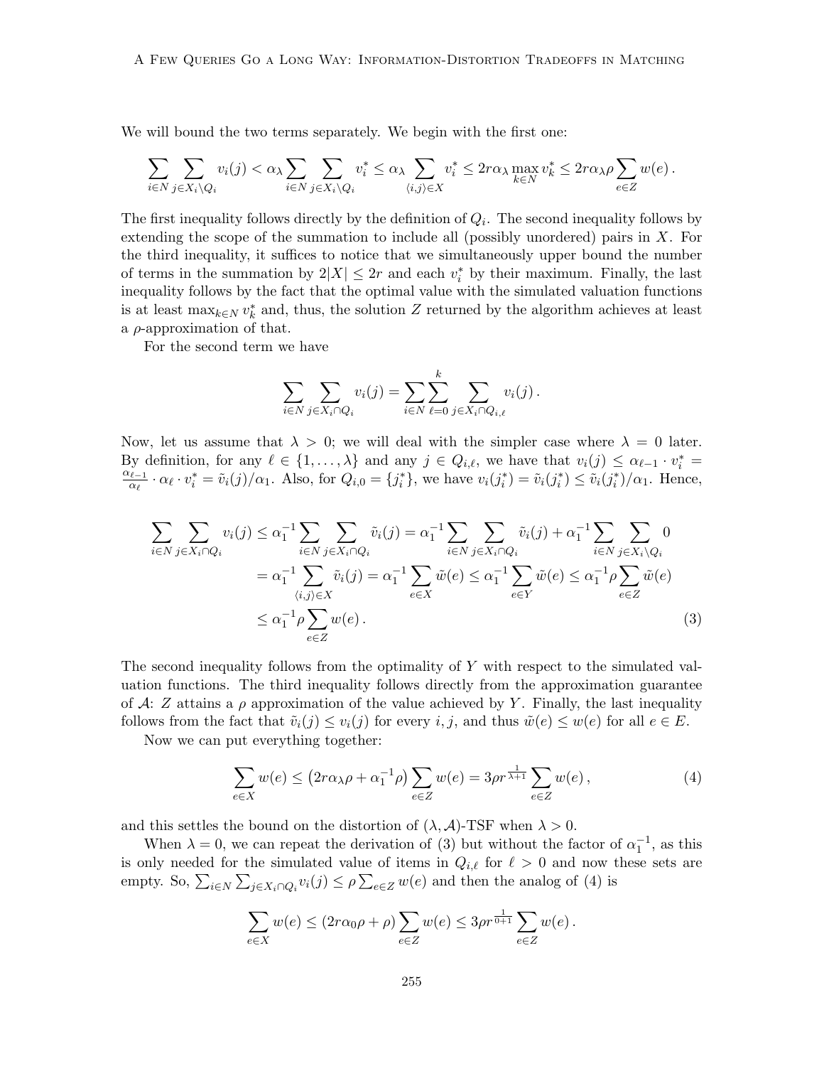We will bound the two terms separately. We begin with the first one:

$$\sum_{i\in N}\sum_{j\in X_i\setminus Q_i} v_i(j) < \alpha_\lambda \sum_{i\in N}\sum_{j\in X_i\setminus Q_i} v_i^* \le \alpha_\lambda \sum_{\langle i,j\rangle\in X} v_i^* \le 2r\alpha_\lambda \max_{k\in N} v_k^* \le 2r\alpha_\lambda\rho \sum_{e\in Z} w(e)\,.$$

The first inequality follows directly by the definition of $Q_i$. The second inequality follows by extending the scope of the summation to include all (possibly unordered) pairs in $X$. For the third inequality, it suffices to notice that we simultaneously upper bound the number of terms in the summation by $2|X| \le 2r$ and each $v_i^*$ by their maximum. Finally, the last inequality follows by the fact that the optimal value with the simulated valuation functions is at least $\max_{k\in N} v_k^*$ and, thus, the solution $Z$ returned by the algorithm achieves at least a $\rho$-approximation of that.

For the second term we have

$$\sum_{i\in N}\sum_{j\in X_i\cap Q_i} v_i(j) = \sum_{i\in N}\sum_{\ell=0}^{k}\sum_{j\in X_i\cap Q_{i,\ell}} v_i(j)\,.$$

Now, let us assume that $\lambda > 0$; we will deal with the simpler case where $\lambda = 0$ later. By definition, for any $\ell \in \{1,\dots,\lambda\}$ and any $j \in Q_{i,\ell}$, we have that $v_i(j) \le \alpha_{\ell-1}\cdot v_i^* = \frac{\alpha_{\ell-1}}{\alpha_\ell}\cdot\alpha_\ell\cdot v_i^* = \tilde{v}_i(j)/\alpha_1$. Also, for $Q_{i,0} = \{j_i^*\}$, we have $v_i(j_i^*) = \tilde{v}_i(j_i^*) \le \tilde{v}_i(j_i^*)/\alpha_1$. Hence,

$$\begin{aligned}
\sum_{i\in N}\sum_{j\in X_i\cap Q_i} v_i(j) &\le \alpha_1^{-1}\sum_{i\in N}\sum_{j\in X_i\cap Q_i}\tilde{v}_i(j) = \alpha_1^{-1}\sum_{i\in N}\sum_{j\in X_i\cap Q_i}\tilde{v}_i(j) + \alpha_1^{-1}\sum_{i\in N}\sum_{j\in X_i\setminus Q_i} 0\\
&= \alpha_1^{-1}\sum_{\langle i,j\rangle\in X}\tilde{v}_i(j) = \alpha_1^{-1}\sum_{e\in X}\tilde{w}(e) \le \alpha_1^{-1}\sum_{e\in Y}\tilde{w}(e) \le \alpha_1^{-1}\rho\sum_{e\in Z}\tilde{w}(e)\\
&\le \alpha_1^{-1}\rho\sum_{e\in Z} w(e)\,. \qquad (3)
\end{aligned}$$

The second inequality follows from the optimality of $Y$ with respect to the simulated valuation functions. The third inequality follows directly from the approximation guarantee of $\mathcal{A}$: $Z$ attains a $\rho$ approximation of the value achieved by $Y$. Finally, the last inequality follows from the fact that $\tilde{v}_i(j) \le v_i(j)$ for every $i, j$, and thus $\tilde{w}(e) \le w(e)$ for all $e \in E$.

Now we can put everything together:

$$\sum_{e\in X} w(e) \le \left(2r\alpha_\lambda\rho + \alpha_1^{-1}\rho\right)\sum_{e\in Z} w(e) = 3\rho r^{\frac{1}{\lambda+1}}\sum_{e\in Z} w(e)\,, \qquad (4)$$

and this settles the bound on the distortion of $(\lambda,\mathcal{A})$-TSF when $\lambda > 0$.

When $\lambda = 0$, we can repeat the derivation of (3) but without the factor of $\alpha_1^{-1}$, as this is only needed for the simulated value of items in $Q_{i,\ell}$ for $\ell > 0$ and now these sets are empty. So, $\sum_{i\in N}\sum_{j\in X_i\cap Q_i} v_i(j) \le \rho\sum_{e\in Z} w(e)$ and then the analog of (4) is

$$\sum_{e\in X} w(e) \le (2r\alpha_0\rho + \rho)\sum_{e\in Z} w(e) \le 3\rho r^{\frac{1}{0+1}}\sum_{e\in Z} w(e)\,.$$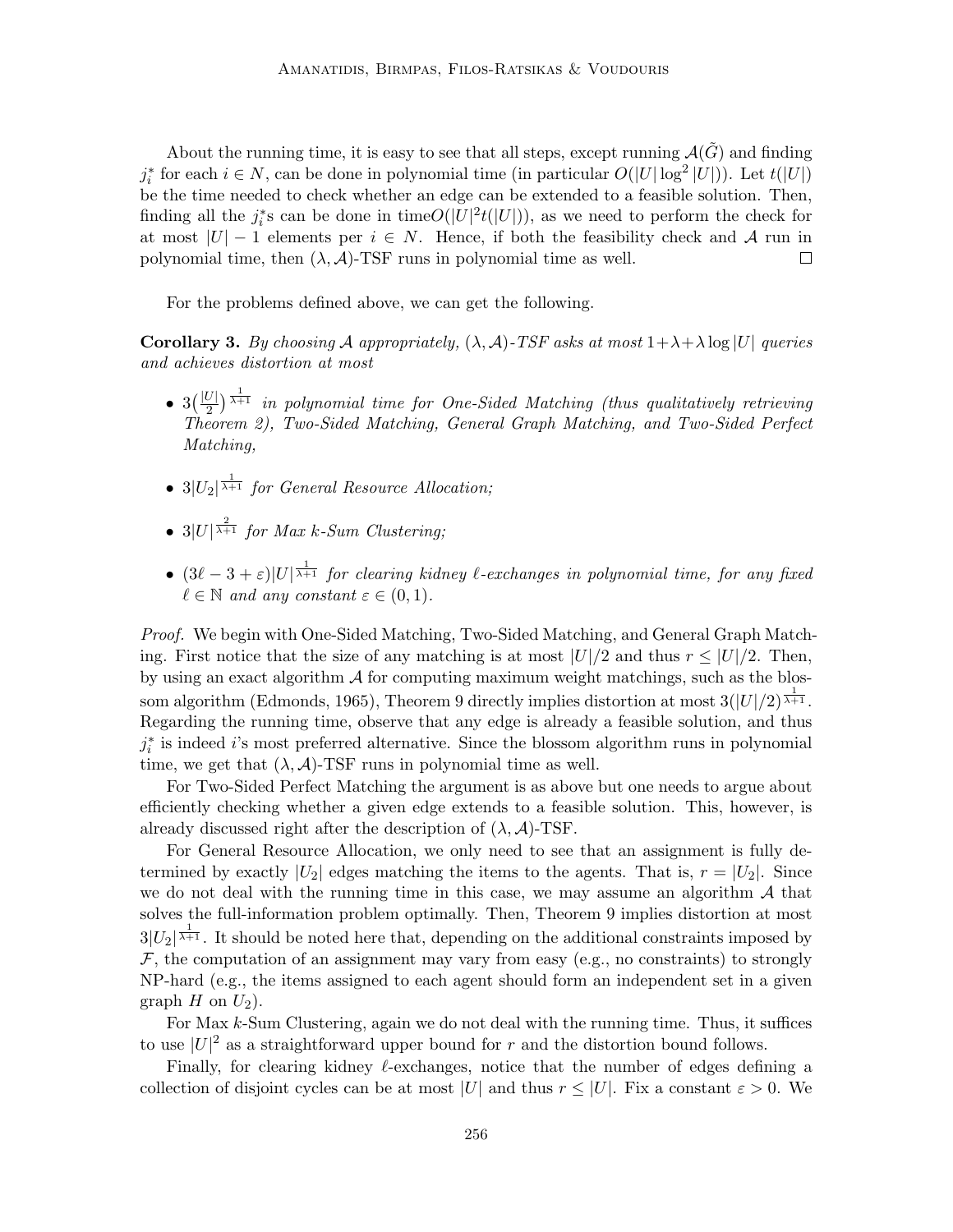About the running time, it is easy to see that all steps, except running $\mathcal{A}(\tilde{G})$ and finding $j_i^*$ for each $i \in N$, can be done in polynomial time (in particular $O(|U| \log^2 |U|)$). Let $t(|U|)$ be the time needed to check whether an edge can be extended to a feasible solution. Then, finding all the $j_i^*$s can be done in time$O(|U|^2 t(|U|))$, as we need to perform the check for at most $|U| - 1$ elements per $i \in N$. Hence, if both the feasibility check and $\mathcal{A}$ run in polynomial time, then $(\lambda, \mathcal{A})$-TSF runs in polynomial time as well. $\square$

For the problems defined above, we can get the following.

**Corollary 3.** *By choosing $\mathcal{A}$ appropriately, $(\lambda, \mathcal{A})$-TSF asks at most $1+\lambda+\lambda \log |U|$ queries and achieves distortion at most*

- $3\big(\frac{|U|}{2}\big)^{\frac{1}{\lambda+1}}$ *in polynomial time for One-Sided Matching (thus qualitatively retrieving Theorem 2), Two-Sided Matching, General Graph Matching, and Two-Sided Perfect Matching,*
- $3|U_2|^{\frac{1}{\lambda+1}}$ *for General Resource Allocation;*
- $3|U|^{\frac{2}{\lambda+1}}$ *for Max k-Sum Clustering;*
- $(3\ell - 3 + \varepsilon)|U|^{\frac{1}{\lambda+1}}$ *for clearing kidney $\ell$-exchanges in polynomial time, for any fixed $\ell \in \mathbb{N}$ and any constant $\varepsilon \in (0, 1)$.*

*Proof.* We begin with One-Sided Matching, Two-Sided Matching, and General Graph Matching. First notice that the size of any matching is at most $|U|/2$ and thus $r \leq |U|/2$. Then, by using an exact algorithm $\mathcal{A}$ for computing maximum weight matchings, such as the blossom algorithm (Edmonds, 1965), Theorem 9 directly implies distortion at most $3(|U|/2)^{\frac{1}{\lambda+1}}$. Regarding the running time, observe that any edge is already a feasible solution, and thus $j_i^*$ is indeed $i$'s most preferred alternative. Since the blossom algorithm runs in polynomial time, we get that $(\lambda, \mathcal{A})$-TSF runs in polynomial time as well.

For Two-Sided Perfect Matching the argument is as above but one needs to argue about efficiently checking whether a given edge extends to a feasible solution. This, however, is already discussed right after the description of $(\lambda, \mathcal{A})$-TSF.

For General Resource Allocation, we only need to see that an assignment is fully determined by exactly $|U_2|$ edges matching the items to the agents. That is, $r = |U_2|$. Since we do not deal with the running time in this case, we may assume an algorithm $\mathcal{A}$ that solves the full-information problem optimally. Then, Theorem 9 implies distortion at most $3|U_2|^{\frac{1}{\lambda+1}}$. It should be noted here that, depending on the additional constraints imposed by $\mathcal{F}$, the computation of an assignment may vary from easy (e.g., no constraints) to strongly NP-hard (e.g., the items assigned to each agent should form an independent set in a given graph $H$ on $U_2$).

For Max $k$-Sum Clustering, again we do not deal with the running time. Thus, it suffices to use $|U|^2$ as a straightforward upper bound for $r$ and the distortion bound follows.

Finally, for clearing kidney $\ell$-exchanges, notice that the number of edges defining a collection of disjoint cycles can be at most $|U|$ and thus $r \leq |U|$. Fix a constant $\varepsilon > 0$. We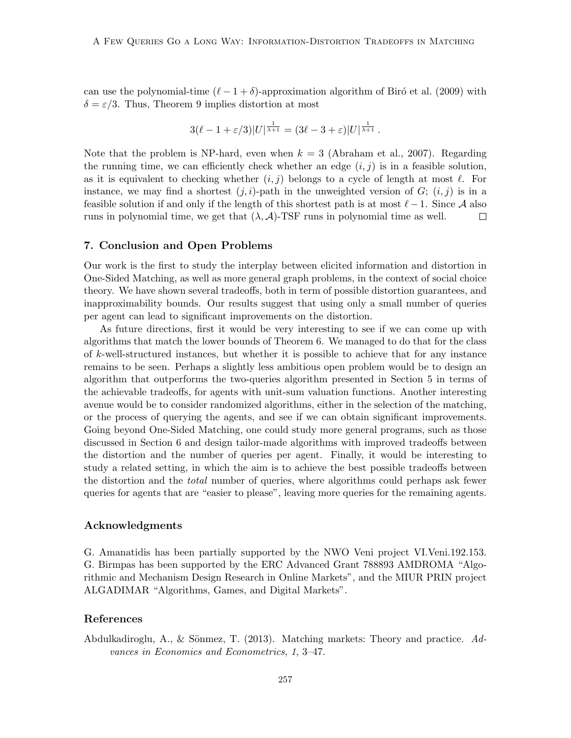can use the polynomial-time $(\ell - 1 + \delta)$-approximation algorithm of Biró et al. (2009) with $\delta = \varepsilon/3$. Thus, Theorem 9 implies distortion at most

$$3(\ell - 1 + \varepsilon/3)|U|^{\frac{1}{\lambda+1}} = (3\ell - 3 + \varepsilon)|U|^{\frac{1}{\lambda+1}} .$$

Note that the problem is NP-hard, even when $k = 3$ (Abraham et al., 2007). Regarding the running time, we can efficiently check whether an edge $(i, j)$ is in a feasible solution, as it is equivalent to checking whether $(i, j)$ belongs to a cycle of length at most $\ell$. For instance, we may find a shortest $(j, i)$-path in the unweighted version of $G$; $(i, j)$ is in a feasible solution if and only if the length of this shortest path is at most $\ell - 1$. Since $\mathcal{A}$ also runs in polynomial time, we get that $(\lambda, \mathcal{A})$-TSF runs in polynomial time as well. □

## 7. Conclusion and Open Problems

Our work is the first to study the interplay between elicited information and distortion in One-Sided Matching, as well as more general graph problems, in the context of social choice theory. We have shown several tradeoffs, both in term of possible distortion guarantees, and inapproximability bounds. Our results suggest that using only a small number of queries per agent can lead to significant improvements on the distortion.

As future directions, first it would be very interesting to see if we can come up with algorithms that match the lower bounds of Theorem 6. We managed to do that for the class of $k$-well-structured instances, but whether it is possible to achieve that for any instance remains to be seen. Perhaps a slightly less ambitious open problem would be to design an algorithm that outperforms the two-queries algorithm presented in Section 5 in terms of the achievable tradeoffs, for agents with unit-sum valuation functions. Another interesting avenue would be to consider randomized algorithms, either in the selection of the matching, or the process of querying the agents, and see if we can obtain significant improvements. Going beyond One-Sided Matching, one could study more general programs, such as those discussed in Section 6 and design tailor-made algorithms with improved tradeoffs between the distortion and the number of queries per agent. Finally, it would be interesting to study a related setting, in which the aim is to achieve the best possible tradeoffs between the distortion and the *total* number of queries, where algorithms could perhaps ask fewer queries for agents that are "easier to please", leaving more queries for the remaining agents.

## Acknowledgments

G. Amanatidis has been partially supported by the NWO Veni project VI.Veni.192.153. G. Birmpas has been supported by the ERC Advanced Grant 788893 AMDROMA "Algorithmic and Mechanism Design Research in Online Markets", and the MIUR PRIN project ALGADIMAR "Algorithms, Games, and Digital Markets".

## References

Abdulkadiroglu, A., & Sönmez, T. (2013). Matching markets: Theory and practice. *Advances in Economics and Econometrics*, *1*, 3–47.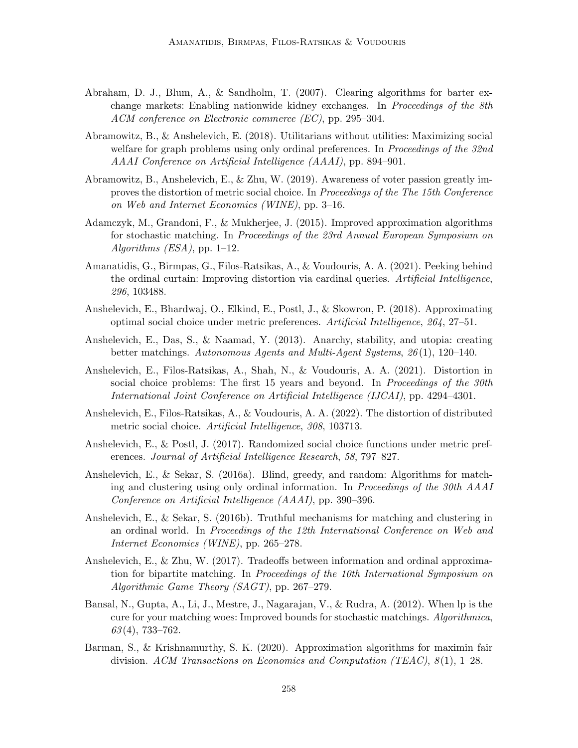Abraham, D. J., Blum, A., & Sandholm, T. (2007). Clearing algorithms for barter exchange markets: Enabling nationwide kidney exchanges. In *Proceedings of the 8th ACM conference on Electronic commerce (EC)*, pp. 295–304.

Abramowitz, B., & Anshelevich, E. (2018). Utilitarians without utilities: Maximizing social welfare for graph problems using only ordinal preferences. In *Proceedings of the 32nd AAAI Conference on Artificial Intelligence (AAAI)*, pp. 894–901.

Abramowitz, B., Anshelevich, E., & Zhu, W. (2019). Awareness of voter passion greatly improves the distortion of metric social choice. In *Proceedings of the The 15th Conference on Web and Internet Economics (WINE)*, pp. 3–16.

Adamczyk, M., Grandoni, F., & Mukherjee, J. (2015). Improved approximation algorithms for stochastic matching. In *Proceedings of the 23rd Annual European Symposium on Algorithms (ESA)*, pp. 1–12.

Amanatidis, G., Birmpas, G., Filos-Ratsikas, A., & Voudouris, A. A. (2021). Peeking behind the ordinal curtain: Improving distortion via cardinal queries. *Artificial Intelligence*, *296*, 103488.

Anshelevich, E., Bhardwaj, O., Elkind, E., Postl, J., & Skowron, P. (2018). Approximating optimal social choice under metric preferences. *Artificial Intelligence*, *264*, 27–51.

Anshelevich, E., Das, S., & Naamad, Y. (2013). Anarchy, stability, and utopia: creating better matchings. *Autonomous Agents and Multi-Agent Systems*, *26*(1), 120–140.

Anshelevich, E., Filos-Ratsikas, A., Shah, N., & Voudouris, A. A. (2021). Distortion in social choice problems: The first 15 years and beyond. In *Proceedings of the 30th International Joint Conference on Artificial Intelligence (IJCAI)*, pp. 4294–4301.

Anshelevich, E., Filos-Ratsikas, A., & Voudouris, A. A. (2022). The distortion of distributed metric social choice. *Artificial Intelligence*, *308*, 103713.

Anshelevich, E., & Postl, J. (2017). Randomized social choice functions under metric preferences. *Journal of Artificial Intelligence Research*, *58*, 797–827.

Anshelevich, E., & Sekar, S. (2016a). Blind, greedy, and random: Algorithms for matching and clustering using only ordinal information. In *Proceedings of the 30th AAAI Conference on Artificial Intelligence (AAAI)*, pp. 390–396.

Anshelevich, E., & Sekar, S. (2016b). Truthful mechanisms for matching and clustering in an ordinal world. In *Proceedings of the 12th International Conference on Web and Internet Economics (WINE)*, pp. 265–278.

Anshelevich, E., & Zhu, W. (2017). Tradeoffs between information and ordinal approximation for bipartite matching. In *Proceedings of the 10th International Symposium on Algorithmic Game Theory (SAGT)*, pp. 267–279.

Bansal, N., Gupta, A., Li, J., Mestre, J., Nagarajan, V., & Rudra, A. (2012). When lp is the cure for your matching woes: Improved bounds for stochastic matchings. *Algorithmica*, *63*(4), 733–762.

Barman, S., & Krishnamurthy, S. K. (2020). Approximation algorithms for maximin fair division. *ACM Transactions on Economics and Computation (TEAC)*, *8*(1), 1–28.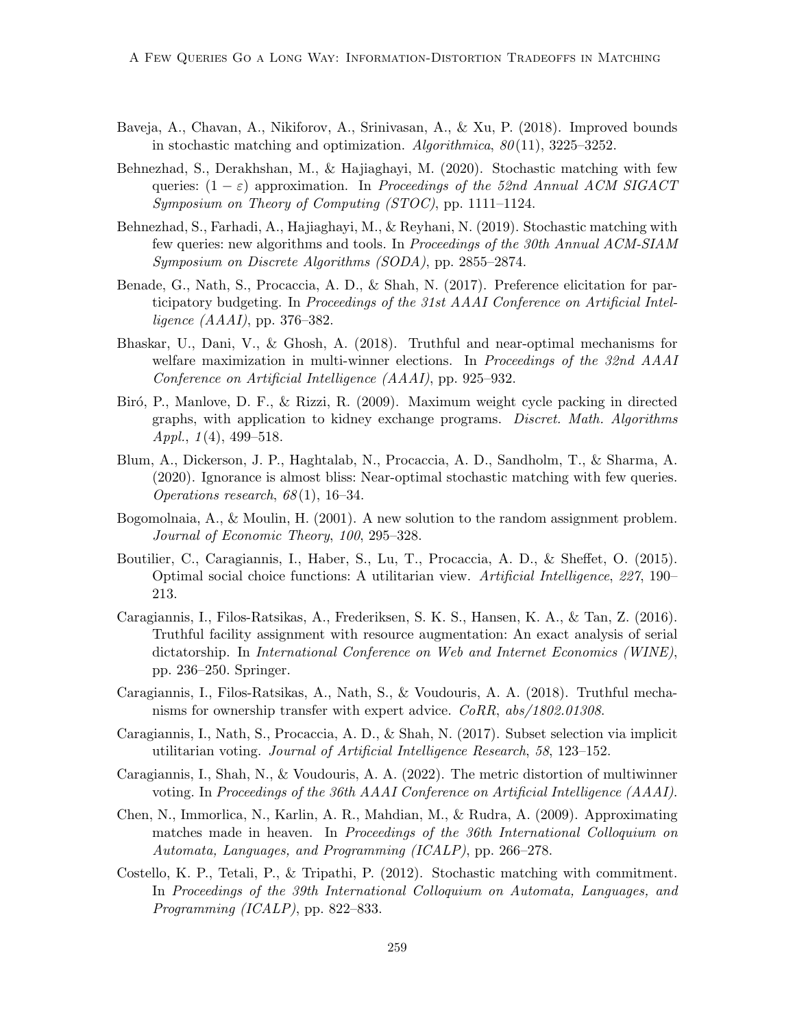Baveja, A., Chavan, A., Nikiforov, A., Srinivasan, A., & Xu, P. (2018). Improved bounds in stochastic matching and optimization. *Algorithmica*, *80*(11), 3225–3252.

Behnezhad, S., Derakhshan, M., & Hajiaghayi, M. (2020). Stochastic matching with few queries: $(1 - \varepsilon)$ approximation. In *Proceedings of the 52nd Annual ACM SIGACT Symposium on Theory of Computing (STOC)*, pp. 1111–1124.

Behnezhad, S., Farhadi, A., Hajiaghayi, M., & Reyhani, N. (2019). Stochastic matching with few queries: new algorithms and tools. In *Proceedings of the 30th Annual ACM-SIAM Symposium on Discrete Algorithms (SODA)*, pp. 2855–2874.

Benade, G., Nath, S., Procaccia, A. D., & Shah, N. (2017). Preference elicitation for participatory budgeting. In *Proceedings of the 31st AAAI Conference on Artificial Intelligence (AAAI)*, pp. 376–382.

Bhaskar, U., Dani, V., & Ghosh, A. (2018). Truthful and near-optimal mechanisms for welfare maximization in multi-winner elections. In *Proceedings of the 32nd AAAI Conference on Artificial Intelligence (AAAI)*, pp. 925–932.

Biró, P., Manlove, D. F., & Rizzi, R. (2009). Maximum weight cycle packing in directed graphs, with application to kidney exchange programs. *Discret. Math. Algorithms Appl.*, *1*(4), 499–518.

Blum, A., Dickerson, J. P., Haghtalab, N., Procaccia, A. D., Sandholm, T., & Sharma, A. (2020). Ignorance is almost bliss: Near-optimal stochastic matching with few queries. *Operations research*, *68*(1), 16–34.

Bogomolnaia, A., & Moulin, H. (2001). A new solution to the random assignment problem. *Journal of Economic Theory*, *100*, 295–328.

Boutilier, C., Caragiannis, I., Haber, S., Lu, T., Procaccia, A. D., & Sheffet, O. (2015). Optimal social choice functions: A utilitarian view. *Artificial Intelligence*, *227*, 190–213.

Caragiannis, I., Filos-Ratsikas, A., Frederiksen, S. K. S., Hansen, K. A., & Tan, Z. (2016). Truthful facility assignment with resource augmentation: An exact analysis of serial dictatorship. In *International Conference on Web and Internet Economics (WINE)*, pp. 236–250. Springer.

Caragiannis, I., Filos-Ratsikas, A., Nath, S., & Voudouris, A. A. (2018). Truthful mechanisms for ownership transfer with expert advice. *CoRR*, *abs/1802.01308*.

Caragiannis, I., Nath, S., Procaccia, A. D., & Shah, N. (2017). Subset selection via implicit utilitarian voting. *Journal of Artificial Intelligence Research*, *58*, 123–152.

Caragiannis, I., Shah, N., & Voudouris, A. A. (2022). The metric distortion of multiwinner voting. In *Proceedings of the 36th AAAI Conference on Artificial Intelligence (AAAI)*.

Chen, N., Immorlica, N., Karlin, A. R., Mahdian, M., & Rudra, A. (2009). Approximating matches made in heaven. In *Proceedings of the 36th International Colloquium on Automata, Languages, and Programming (ICALP)*, pp. 266–278.

Costello, K. P., Tetali, P., & Tripathi, P. (2012). Stochastic matching with commitment. In *Proceedings of the 39th International Colloquium on Automata, Languages, and Programming (ICALP)*, pp. 822–833.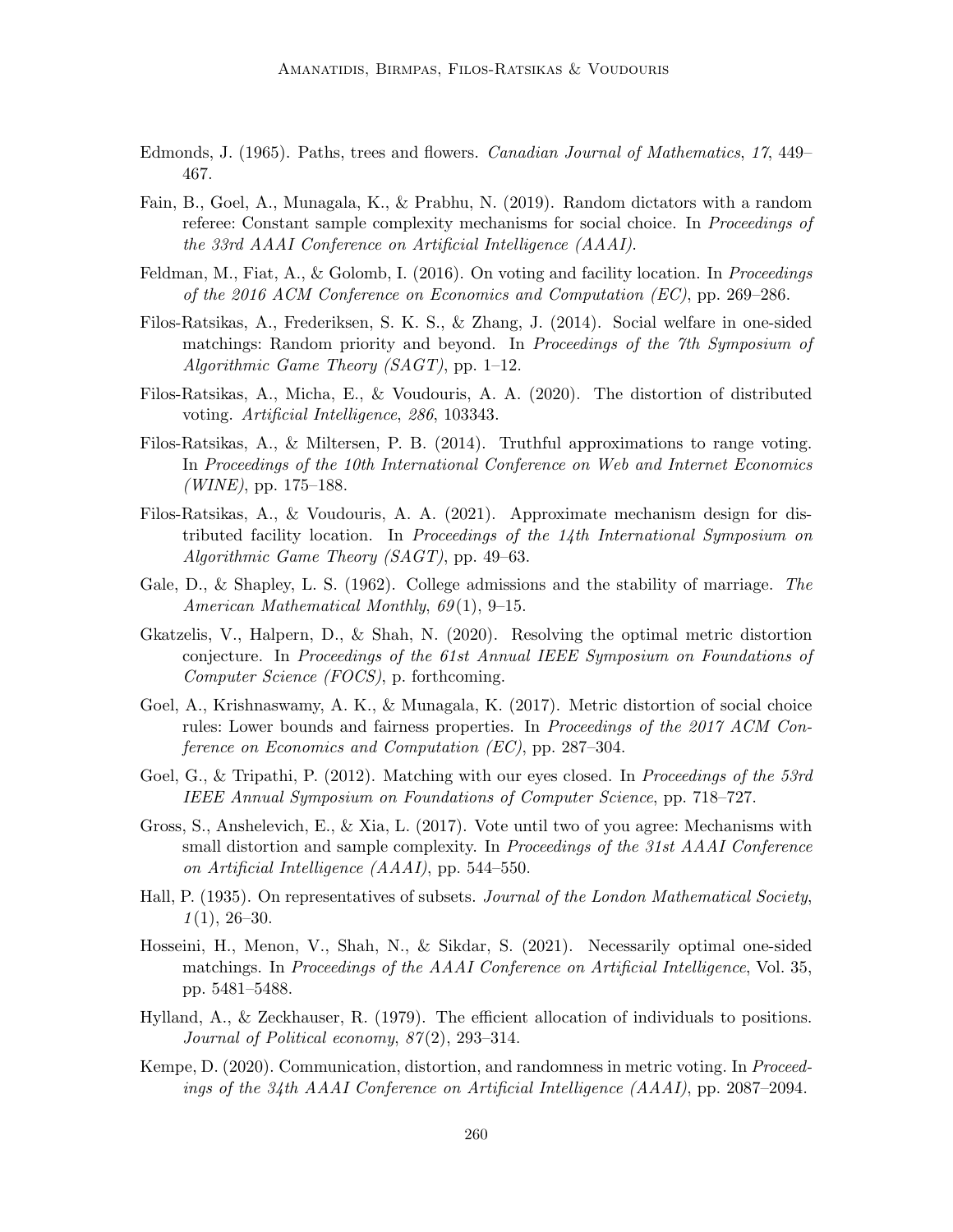Edmonds, J. (1965). Paths, trees and flowers. *Canadian Journal of Mathematics*, *17*, 449–467.

Fain, B., Goel, A., Munagala, K., & Prabhu, N. (2019). Random dictators with a random referee: Constant sample complexity mechanisms for social choice. In *Proceedings of the 33rd AAAI Conference on Artificial Intelligence (AAAI)*.

Feldman, M., Fiat, A., & Golomb, I. (2016). On voting and facility location. In *Proceedings of the 2016 ACM Conference on Economics and Computation (EC)*, pp. 269–286.

Filos-Ratsikas, A., Frederiksen, S. K. S., & Zhang, J. (2014). Social welfare in one-sided matchings: Random priority and beyond. In *Proceedings of the 7th Symposium of Algorithmic Game Theory (SAGT)*, pp. 1–12.

Filos-Ratsikas, A., Micha, E., & Voudouris, A. A. (2020). The distortion of distributed voting. *Artificial Intelligence*, *286*, 103343.

Filos-Ratsikas, A., & Miltersen, P. B. (2014). Truthful approximations to range voting. In *Proceedings of the 10th International Conference on Web and Internet Economics (WINE)*, pp. 175–188.

Filos-Ratsikas, A., & Voudouris, A. A. (2021). Approximate mechanism design for distributed facility location. In *Proceedings of the 14th International Symposium on Algorithmic Game Theory (SAGT)*, pp. 49–63.

Gale, D., & Shapley, L. S. (1962). College admissions and the stability of marriage. *The American Mathematical Monthly*, *69*(1), 9–15.

Gkatzelis, V., Halpern, D., & Shah, N. (2020). Resolving the optimal metric distortion conjecture. In *Proceedings of the 61st Annual IEEE Symposium on Foundations of Computer Science (FOCS)*, p. forthcoming.

Goel, A., Krishnaswamy, A. K., & Munagala, K. (2017). Metric distortion of social choice rules: Lower bounds and fairness properties. In *Proceedings of the 2017 ACM Conference on Economics and Computation (EC)*, pp. 287–304.

Goel, G., & Tripathi, P. (2012). Matching with our eyes closed. In *Proceedings of the 53rd IEEE Annual Symposium on Foundations of Computer Science*, pp. 718–727.

Gross, S., Anshelevich, E., & Xia, L. (2017). Vote until two of you agree: Mechanisms with small distortion and sample complexity. In *Proceedings of the 31st AAAI Conference on Artificial Intelligence (AAAI)*, pp. 544–550.

Hall, P. (1935). On representatives of subsets. *Journal of the London Mathematical Society*, *1*(1), 26–30.

Hosseini, H., Menon, V., Shah, N., & Sikdar, S. (2021). Necessarily optimal one-sided matchings. In *Proceedings of the AAAI Conference on Artificial Intelligence*, Vol. 35, pp. 5481–5488.

Hylland, A., & Zeckhauser, R. (1979). The efficient allocation of individuals to positions. *Journal of Political economy*, *87*(2), 293–314.

Kempe, D. (2020). Communication, distortion, and randomness in metric voting. In *Proceedings of the 34th AAAI Conference on Artificial Intelligence (AAAI)*, pp. 2087–2094.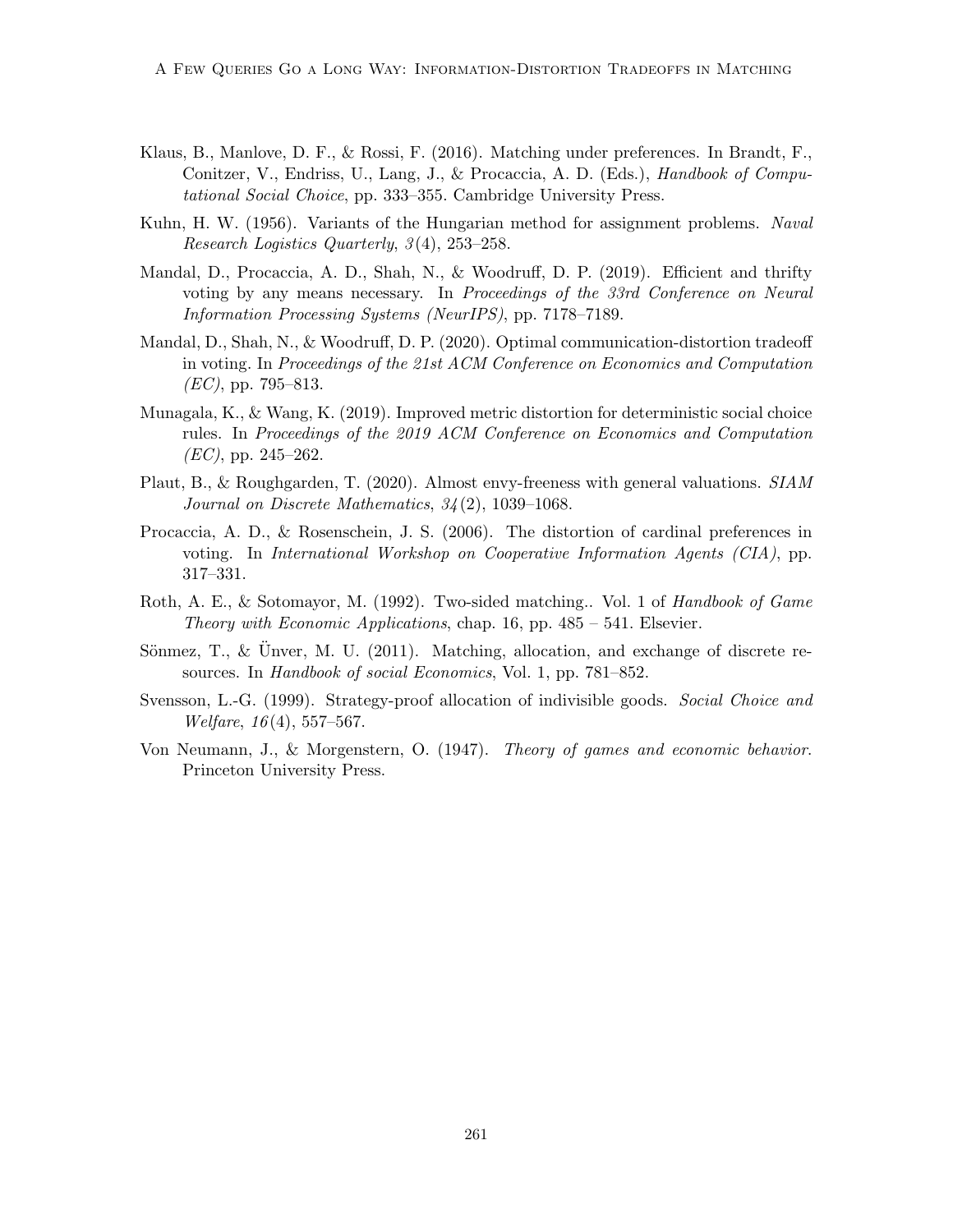Klaus, B., Manlove, D. F., & Rossi, F. (2016). Matching under preferences. In Brandt, F., Conitzer, V., Endriss, U., Lang, J., & Procaccia, A. D. (Eds.), *Handbook of Computational Social Choice*, pp. 333–355. Cambridge University Press.

Kuhn, H. W. (1956). Variants of the Hungarian method for assignment problems. *Naval Research Logistics Quarterly*, *3*(4), 253–258.

Mandal, D., Procaccia, A. D., Shah, N., & Woodruff, D. P. (2019). Efficient and thrifty voting by any means necessary. In *Proceedings of the 33rd Conference on Neural Information Processing Systems (NeurIPS)*, pp. 7178–7189.

Mandal, D., Shah, N., & Woodruff, D. P. (2020). Optimal communication-distortion tradeoff in voting. In *Proceedings of the 21st ACM Conference on Economics and Computation (EC)*, pp. 795–813.

Munagala, K., & Wang, K. (2019). Improved metric distortion for deterministic social choice rules. In *Proceedings of the 2019 ACM Conference on Economics and Computation (EC)*, pp. 245–262.

Plaut, B., & Roughgarden, T. (2020). Almost envy-freeness with general valuations. *SIAM Journal on Discrete Mathematics*, *34*(2), 1039–1068.

Procaccia, A. D., & Rosenschein, J. S. (2006). The distortion of cardinal preferences in voting. In *International Workshop on Cooperative Information Agents (CIA)*, pp. 317–331.

Roth, A. E., & Sotomayor, M. (1992). Two-sided matching.. Vol. 1 of *Handbook of Game Theory with Economic Applications*, chap. 16, pp. 485 – 541. Elsevier.

Sönmez, T., & Ünver, M. U. (2011). Matching, allocation, and exchange of discrete resources. In *Handbook of social Economics*, Vol. 1, pp. 781–852.

Svensson, L.-G. (1999). Strategy-proof allocation of indivisible goods. *Social Choice and Welfare*, *16*(4), 557–567.

Von Neumann, J., & Morgenstern, O. (1947). *Theory of games and economic behavior*. Princeton University Press.